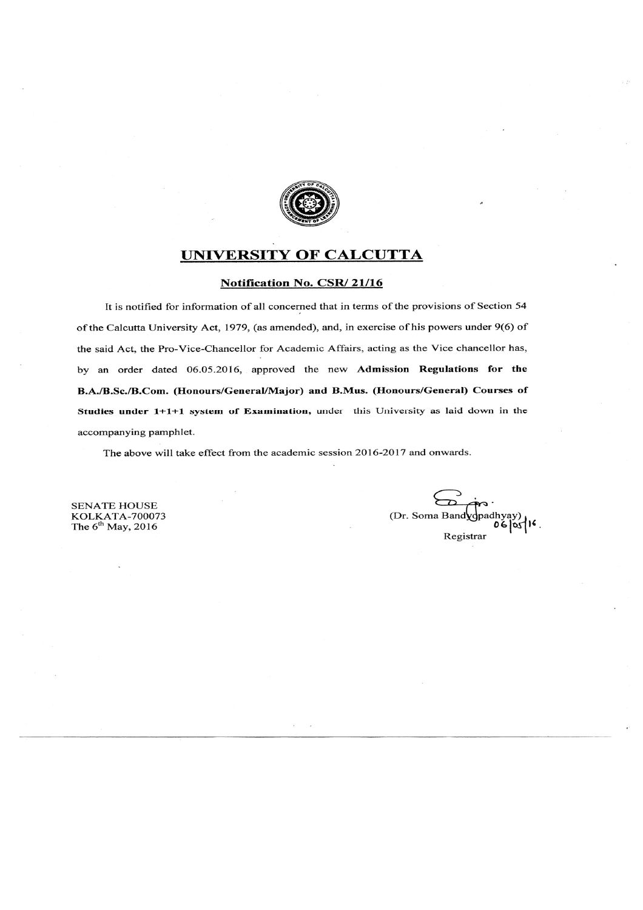# UNIVERSITY OF CALCUTTA

## Notification No. CSR/ 21/16

It is notified for information of all concerned that in terms of the provisions of Section 54 of the Calcutta University Act, 1979, (as amended), and, in exercise of his powers under 9(6) of the said Act, the Pro-Vice-Chancellor for Academic Affairs, acting as the Vice chancellor has, by an order dated 06.05.2016, approved the new **Admission Regulations for the B.A./B.Sc./B.Com. (Honours/General/Major) and B.Mus. (Honours/General) Courses of Studies under 1+1+1 system of Examination,** under this University as laid down in the accompanying pamphlet.

The above will take effect from the academic session 2016-2017 and onwards.

SENATE HOUSE
KOLKATA-700073
The 6th May, 2016

(Dr. Soma Bandyopadhyay)
06/05/16.
Registrar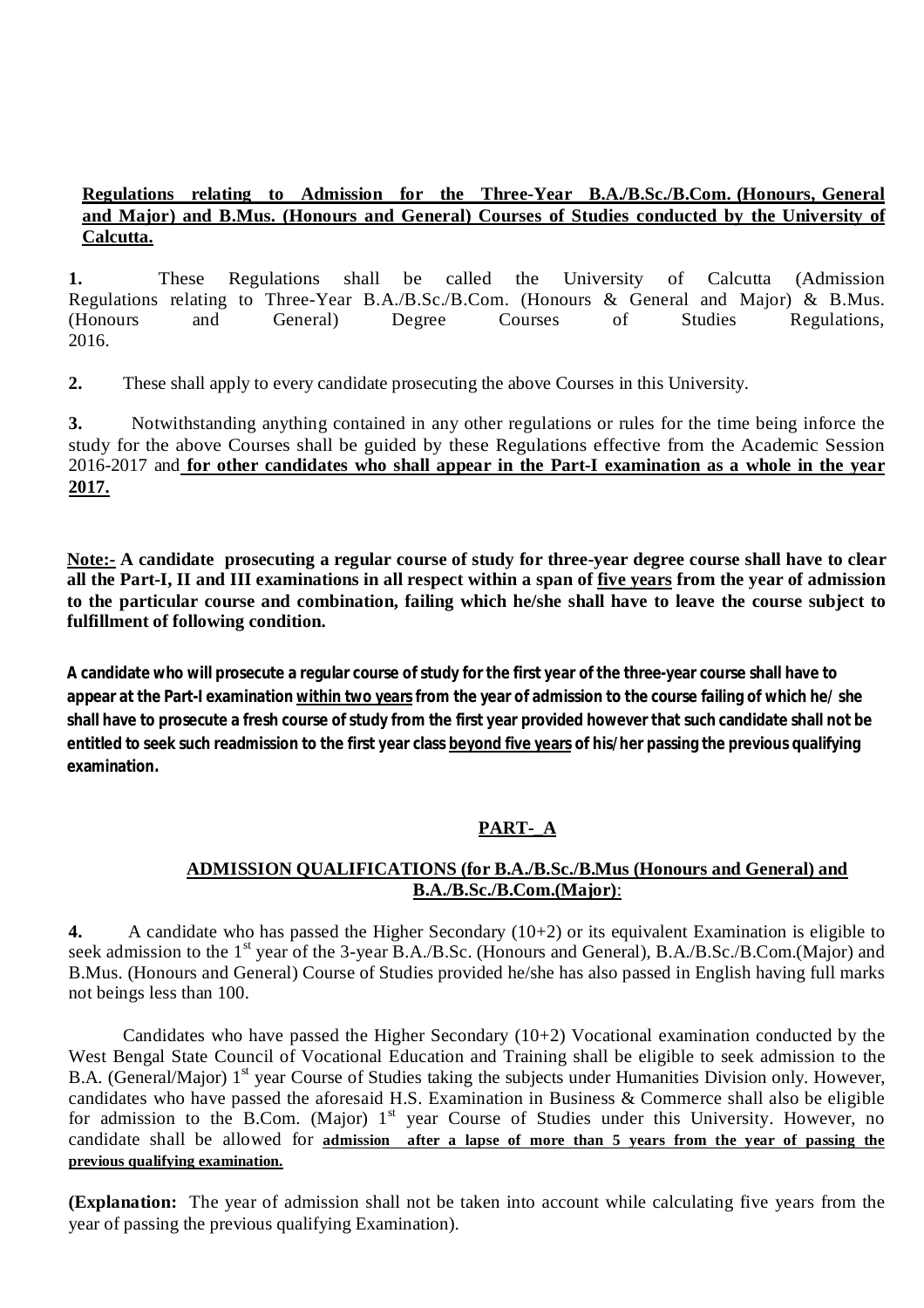**<u>Regulations relating to Admission for the Three-Year B.A./B.Sc./B.Com. (Honours, General and Major) and B.Mus. (Honours and General) Courses of Studies conducted by the University of Calcutta.</u>**

**1.** These Regulations shall be called the University of Calcutta (Admission Regulations relating to Three-Year B.A./B.Sc./B.Com. (Honours & General and Major) & B.Mus. (Honours and General) Degree Courses of Studies Regulations, 2016.

**2.** These shall apply to every candidate prosecuting the above Courses in this University.

**3.** Notwithstanding anything contained in any other regulations or rules for the time being inforce the study for the above Courses shall be guided by these Regulations effective from the Academic Session 2016-2017 and **<u>for other candidates who shall appear in the Part-I examination as a whole in the year 2017.</u>**

**<u>Note:-</u> A candidate prosecuting a regular course of study for three-year degree course shall have to clear all the Part-I, II and III examinations in all respect within a span of <u>five years</u> from the year of admission to the particular course and combination, failing which he/she shall have to leave the course subject to fulfillment of following condition.**

**A candidate who will prosecute a regular course of study for the first year of the three-year course shall have to appear at the Part-I examination <u>within two years</u> from the year of admission to the course failing of which he/ she shall have to prosecute a fresh course of study from the first year provided however that such candidate shall not be entitled to seek such readmission to the first year class <u>beyond five years</u> of his/her passing the previous qualifying examination.**

## <u>PART- A</u>

### <u>ADMISSION QUALIFICATIONS (for B.A./B.Sc./B.Mus (Honours and General) and B.A./B.Sc./B.Com.(Major)</u>:

**4.** A candidate who has passed the Higher Secondary (10+2) or its equivalent Examination is eligible to seek admission to the 1st year of the 3-year B.A./B.Sc. (Honours and General), B.A./B.Sc./B.Com.(Major) and B.Mus. (Honours and General) Course of Studies provided he/she has also passed in English having full marks not beings less than 100.

Candidates who have passed the Higher Secondary (10+2) Vocational examination conducted by the West Bengal State Council of Vocational Education and Training shall be eligible to seek admission to the B.A. (General/Major) 1st year Course of Studies taking the subjects under Humanities Division only. However, candidates who have passed the aforesaid H.S. Examination in Business & Commerce shall also be eligible for admission to the B.Com. (Major) 1st year Course of Studies under this University. However, no candidate shall be allowed for **<u>admission after a lapse of more than 5 years from the year of passing the previous qualifying examination.</u>**

**(Explanation:** The year of admission shall not be taken into account while calculating five years from the year of passing the previous qualifying Examination).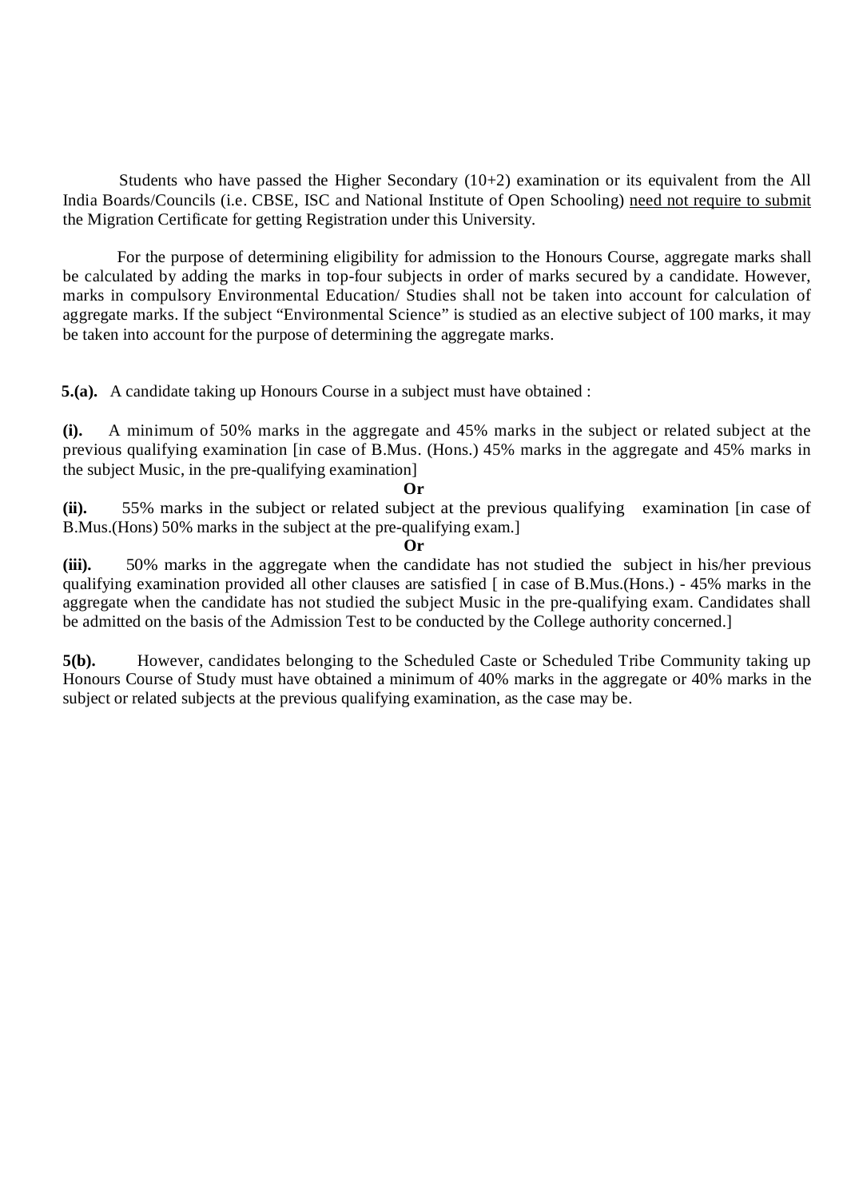Students who have passed the Higher Secondary (10+2) examination or its equivalent from the All India Boards/Councils (i.e. CBSE, ISC and National Institute of Open Schooling) need not require to submit the Migration Certificate for getting Registration under this University.

For the purpose of determining eligibility for admission to the Honours Course, aggregate marks shall be calculated by adding the marks in top-four subjects in order of marks secured by a candidate. However, marks in compulsory Environmental Education/ Studies shall not be taken into account for calculation of aggregate marks. If the subject "Environmental Science" is studied as an elective subject of 100 marks, it may be taken into account for the purpose of determining the aggregate marks.

**5.(a).** A candidate taking up Honours Course in a subject must have obtained :

**(i).** A minimum of 50% marks in the aggregate and 45% marks in the subject or related subject at the previous qualifying examination [in case of B.Mus. (Hons.) 45% marks in the aggregate and 45% marks in the subject Music, in the pre-qualifying examination]

**Or**

**(ii).** 55% marks in the subject or related subject at the previous qualifying examination [in case of B.Mus.(Hons) 50% marks in the subject at the pre-qualifying exam.]

**Or**

**(iii).** 50% marks in the aggregate when the candidate has not studied the subject in his/her previous qualifying examination provided all other clauses are satisfied [ in case of B.Mus.(Hons.) - 45% marks in the aggregate when the candidate has not studied the subject Music in the pre-qualifying exam. Candidates shall be admitted on the basis of the Admission Test to be conducted by the College authority concerned.]

**5(b).** However, candidates belonging to the Scheduled Caste or Scheduled Tribe Community taking up Honours Course of Study must have obtained a minimum of 40% marks in the aggregate or 40% marks in the subject or related subjects at the previous qualifying examination, as the case may be.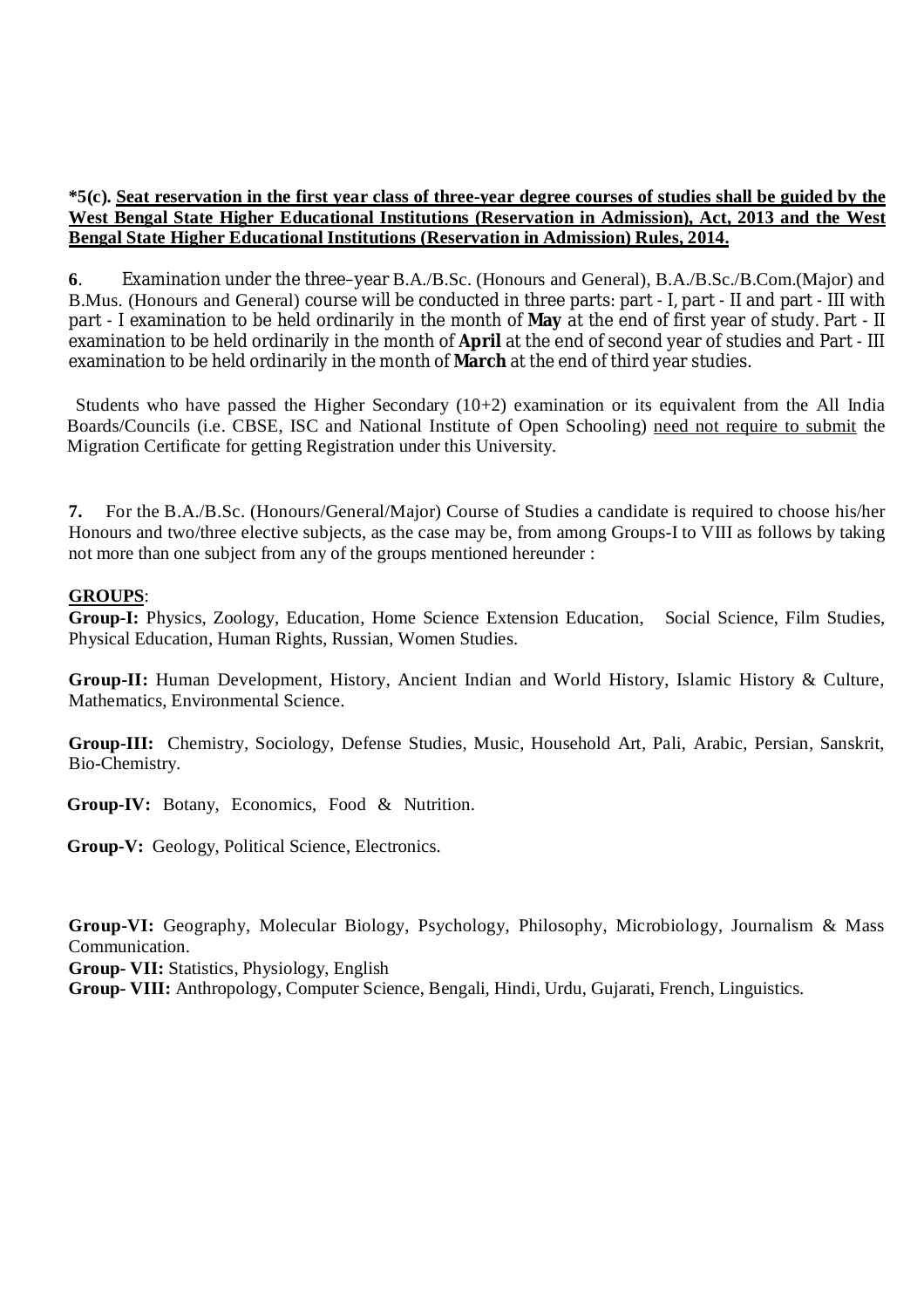**\*5(c). <u>Seat reservation in the first year class of three-year degree courses of studies shall be guided by the West Bengal State Higher Educational Institutions (Reservation in Admission), Act, 2013 and the West Bengal State Higher Educational Institutions (Reservation in Admission) Rules, 2014.</u>**

**6**. Examination under the three–year B.A./B.Sc. (Honours and General), B.A./B.Sc./B.Com.(Major) and B.Mus. (Honours and General) course will be conducted in three parts: part - I, part - II and part - III with part - I examination to be held ordinarily in the month of **May** at the end of first year of study. Part - II examination to be held ordinarily in the month of **April** at the end of second year of studies and Part - III examination to be held ordinarily in the month of **March** at the end of third year studies.

Students who have passed the Higher Secondary (10+2) examination or its equivalent from the All India Boards/Councils (i.e. CBSE, ISC and National Institute of Open Schooling) <u>need not require to submit</u> the Migration Certificate for getting Registration under this University.

**7.** For the B.A./B.Sc. (Honours/General/Major) Course of Studies a candidate is required to choose his/her Honours and two/three elective subjects, as the case may be, from among Groups-I to VIII as follows by taking not more than one subject from any of the groups mentioned hereunder :

**<u>GROUPS</u>**:

**Group-I:** Physics, Zoology, Education, Home Science Extension Education, Social Science, Film Studies, Physical Education, Human Rights, Russian, Women Studies.

**Group-II:** Human Development, History, Ancient Indian and World History, Islamic History & Culture, Mathematics, Environmental Science.

**Group-III:** Chemistry, Sociology, Defense Studies, Music, Household Art, Pali, Arabic, Persian, Sanskrit, Bio-Chemistry.

**Group-IV:** Botany, Economics, Food & Nutrition.

**Group-V:** Geology, Political Science, Electronics.

**Group-VI:** Geography, Molecular Biology, Psychology, Philosophy, Microbiology, Journalism & Mass Communication.

**Group- VII:** Statistics, Physiology, English

**Group- VIII:** Anthropology, Computer Science, Bengali, Hindi, Urdu, Gujarati, French, Linguistics.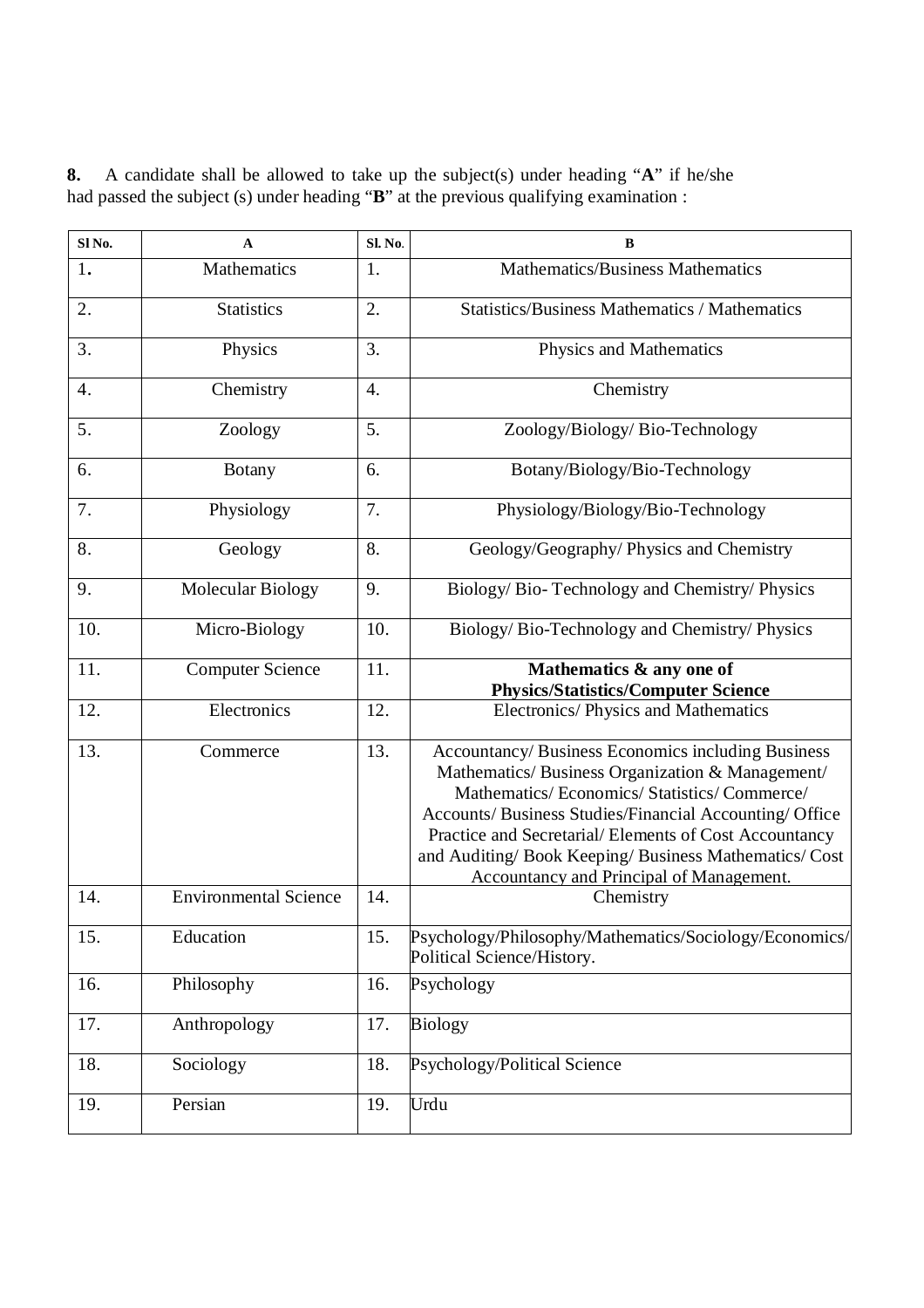**8.** A candidate shall be allowed to take up the subject(s) under heading "**A**" if he/she had passed the subject (s) under heading "**B**" at the previous qualifying examination :

| Sl No. | A | Sl. No. | B |
|---|---|---|---|
| 1. | Mathematics | 1. | Mathematics/Business Mathematics |
| 2. | Statistics | 2. | Statistics/Business Mathematics / Mathematics |
| 3. | Physics | 3. | Physics and Mathematics |
| 4. | Chemistry | 4. | Chemistry |
| 5. | Zoology | 5. | Zoology/Biology/ Bio-Technology |
| 6. | Botany | 6. | Botany/Biology/Bio-Technology |
| 7. | Physiology | 7. | Physiology/Biology/Bio-Technology |
| 8. | Geology | 8. | Geology/Geography/ Physics and Chemistry |
| 9. | Molecular Biology | 9. | Biology/ Bio- Technology and Chemistry/ Physics |
| 10. | Micro-Biology | 10. | Biology/ Bio-Technology and Chemistry/ Physics |
| 11. | Computer Science | 11. | **Mathematics & any one of Physics/Statistics/Computer Science** |
| 12. | Electronics | 12. | Electronics/ Physics and Mathematics |
| 13. | Commerce | 13. | Accountancy/ Business Economics including Business Mathematics/ Business Organization & Management/ Mathematics/ Economics/ Statistics/ Commerce/ Accounts/ Business Studies/Financial Accounting/ Office Practice and Secretarial/ Elements of Cost Accountancy and Auditing/ Book Keeping/ Business Mathematics/ Cost Accountancy and Principal of Management. |
| 14. | Environmental Science | 14. | Chemistry |
| 15. | Education | 15. | Psychology/Philosophy/Mathematics/Sociology/Economics/ Political Science/History. |
| 16. | Philosophy | 16. | Psychology |
| 17. | Anthropology | 17. | Biology |
| 18. | Sociology | 18. | Psychology/Political Science |
| 19. | Persian | 19. | Urdu |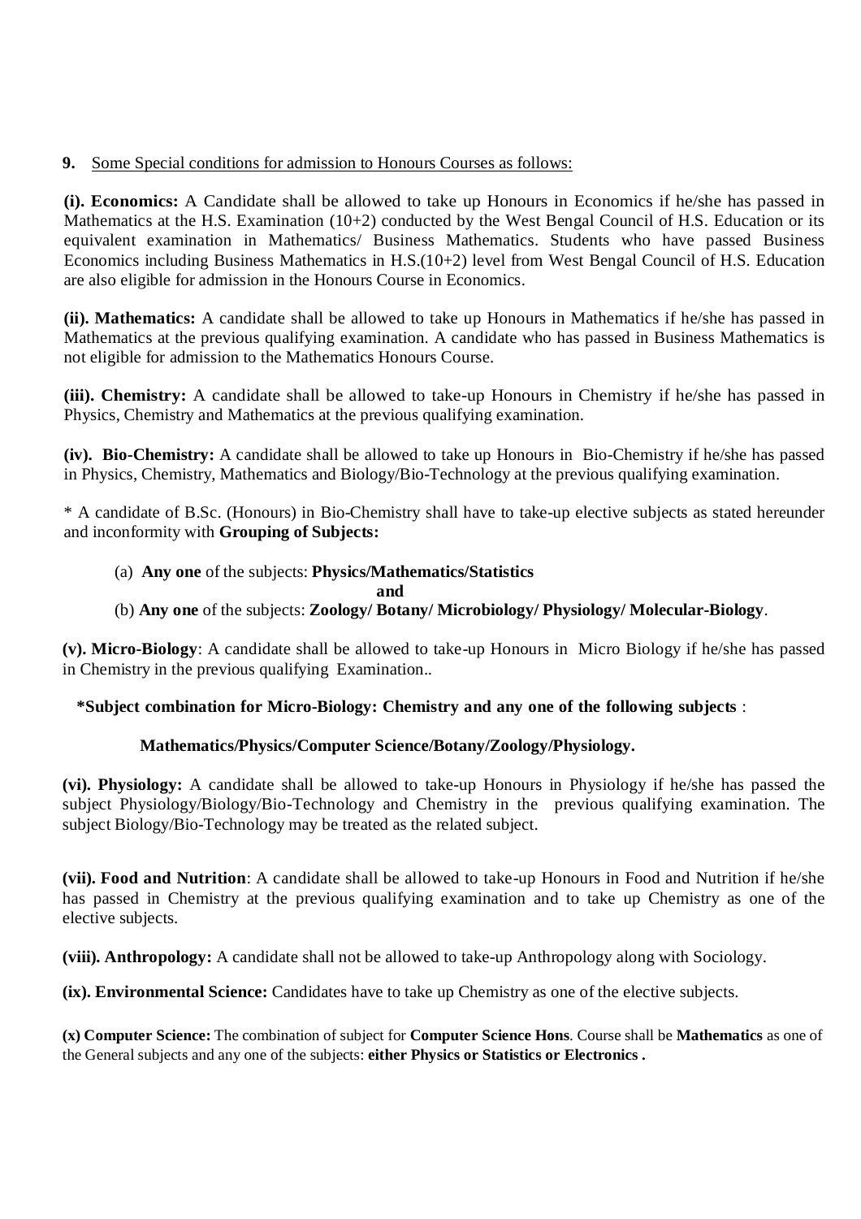**9.** <u>Some Special conditions for admission to Honours Courses as follows:</u>

**(i). Economics:** A Candidate shall be allowed to take up Honours in Economics if he/she has passed in Mathematics at the H.S. Examination (10+2) conducted by the West Bengal Council of H.S. Education or its equivalent examination in Mathematics/ Business Mathematics. Students who have passed Business Economics including Business Mathematics in H.S.(10+2) level from West Bengal Council of H.S. Education are also eligible for admission in the Honours Course in Economics.

**(ii). Mathematics:** A candidate shall be allowed to take up Honours in Mathematics if he/she has passed in Mathematics at the previous qualifying examination. A candidate who has passed in Business Mathematics is not eligible for admission to the Mathematics Honours Course.

**(iii). Chemistry:** A candidate shall be allowed to take-up Honours in Chemistry if he/she has passed in Physics, Chemistry and Mathematics at the previous qualifying examination.

**(iv). Bio-Chemistry:** A candidate shall be allowed to take up Honours in Bio-Chemistry if he/she has passed in Physics, Chemistry, Mathematics and Biology/Bio-Technology at the previous qualifying examination.

* A candidate of B.Sc. (Honours) in Bio-Chemistry shall have to take-up elective subjects as stated hereunder and inconformity with **Grouping of Subjects:**

(a) **Any one** of the subjects: **Physics/Mathematics/Statistics**

**and**

(b) **Any one** of the subjects: **Zoology/ Botany/ Microbiology/ Physiology/ Molecular-Biology**.

**(v). Micro-Biology**: A candidate shall be allowed to take-up Honours in Micro Biology if he/she has passed in Chemistry in the previous qualifying Examination..

**\*Subject combination for Micro-Biology: Chemistry and any one of the following subjects** :

**Mathematics/Physics/Computer Science/Botany/Zoology/Physiology.**

**(vi). Physiology:** A candidate shall be allowed to take-up Honours in Physiology if he/she has passed the subject Physiology/Biology/Bio-Technology and Chemistry in the previous qualifying examination. The subject Biology/Bio-Technology may be treated as the related subject.

**(vii). Food and Nutrition**: A candidate shall be allowed to take-up Honours in Food and Nutrition if he/she has passed in Chemistry at the previous qualifying examination and to take up Chemistry as one of the elective subjects.

**(viii). Anthropology:** A candidate shall not be allowed to take-up Anthropology along with Sociology.

**(ix). Environmental Science:** Candidates have to take up Chemistry as one of the elective subjects.

**(x) Computer Science:** The combination of subject for **Computer Science Hons**. Course shall be **Mathematics** as one of the General subjects and any one of the subjects: **either Physics or Statistics or Electronics .**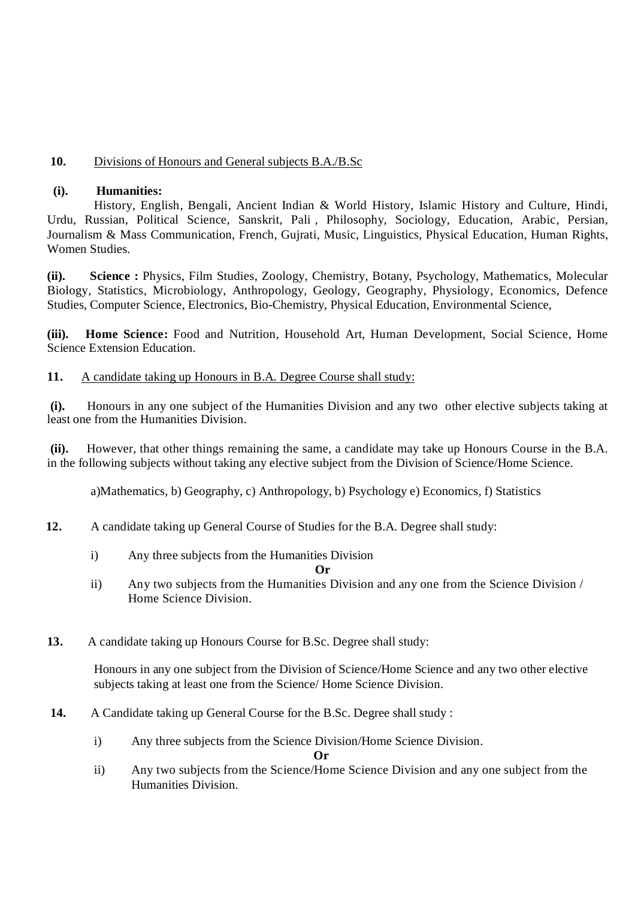**10.** Divisions of Honours and General subjects B.A./B.Sc

**(i). Humanities:**

History, English, Bengali, Ancient Indian & World History, Islamic History and Culture, Hindi, Urdu, Russian, Political Science, Sanskrit, Pali , Philosophy, Sociology, Education, Arabic, Persian, Journalism & Mass Communication, French, Gujrati, Music, Linguistics, Physical Education, Human Rights, Women Studies.

**(ii). Science :** Physics, Film Studies, Zoology, Chemistry, Botany, Psychology, Mathematics, Molecular Biology, Statistics, Microbiology, Anthropology, Geology, Geography, Physiology, Economics, Defence Studies, Computer Science, Electronics, Bio-Chemistry, Physical Education, Environmental Science,

**(iii). Home Science:** Food and Nutrition, Household Art, Human Development, Social Science, Home Science Extension Education.

**11.** A candidate taking up Honours in B.A. Degree Course shall study:

**(i).** Honours in any one subject of the Humanities Division and any two other elective subjects taking at least one from the Humanities Division.

**(ii).** However, that other things remaining the same, a candidate may take up Honours Course in the B.A. in the following subjects without taking any elective subject from the Division of Science/Home Science.

a)Mathematics, b) Geography, c) Anthropology, b) Psychology e) Economics, f) Statistics

**12.** A candidate taking up General Course of Studies for the B.A. Degree shall study:

i) Any three subjects from the Humanities Division

**Or**

ii) Any two subjects from the Humanities Division and any one from the Science Division / Home Science Division.

**13.** A candidate taking up Honours Course for B.Sc. Degree shall study:

Honours in any one subject from the Division of Science/Home Science and any two other elective subjects taking at least one from the Science/ Home Science Division.

**14.** A Candidate taking up General Course for the B.Sc. Degree shall study :

i) Any three subjects from the Science Division/Home Science Division.

**Or**

ii) Any two subjects from the Science/Home Science Division and any one subject from the Humanities Division.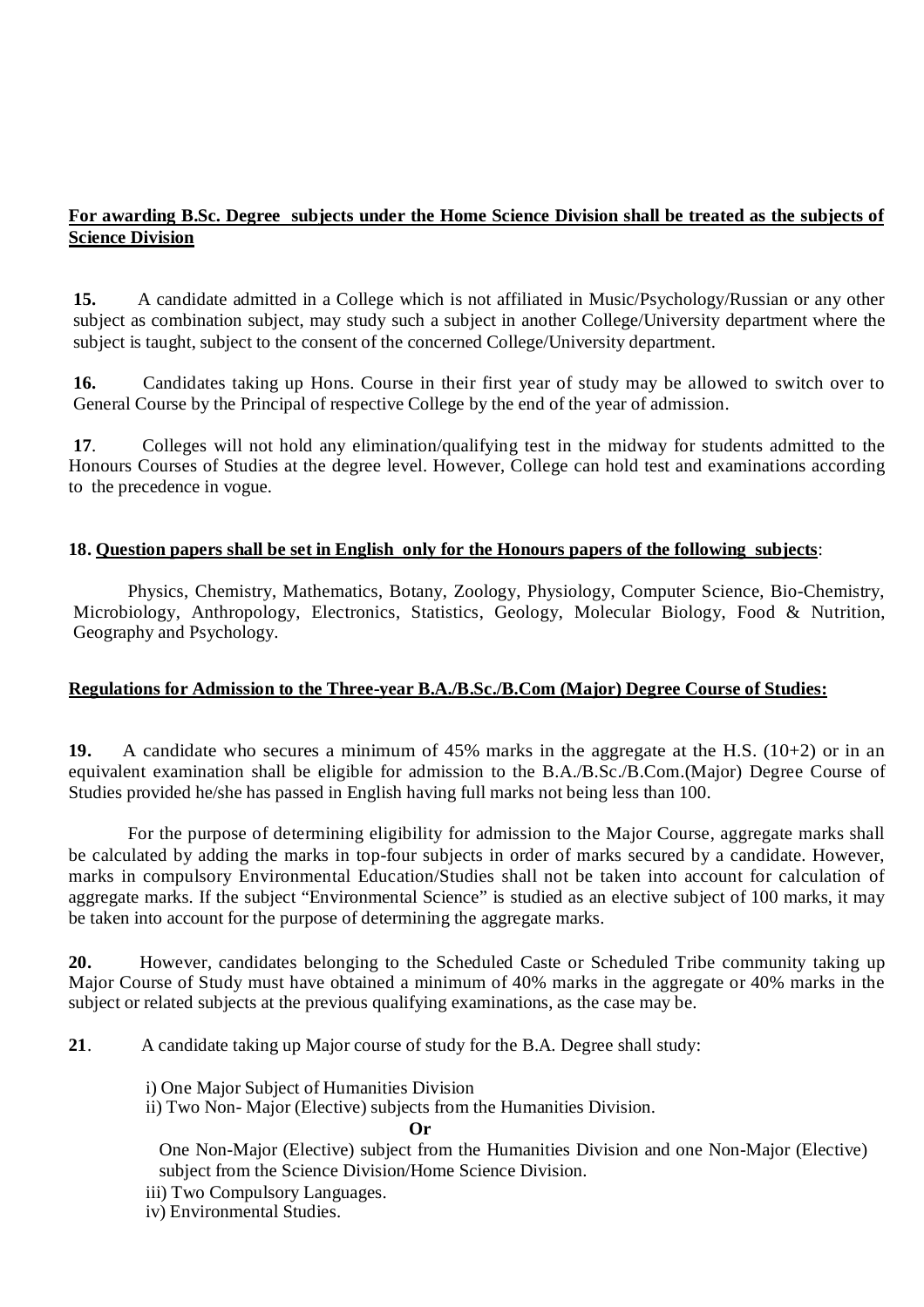**For awarding B.Sc. Degree subjects under the Home Science Division shall be treated as the subjects of Science Division**

**15.** A candidate admitted in a College which is not affiliated in Music/Psychology/Russian or any other subject as combination subject, may study such a subject in another College/University department where the subject is taught, subject to the consent of the concerned College/University department.

**16.** Candidates taking up Hons. Course in their first year of study may be allowed to switch over to General Course by the Principal of respective College by the end of the year of admission.

**17**. Colleges will not hold any elimination/qualifying test in the midway for students admitted to the Honours Courses of Studies at the degree level. However, College can hold test and examinations according to the precedence in vogue.

**18. Question papers shall be set in English only for the Honours papers of the following subjects**:

Physics, Chemistry, Mathematics, Botany, Zoology, Physiology, Computer Science, Bio-Chemistry, Microbiology, Anthropology, Electronics, Statistics, Geology, Molecular Biology, Food & Nutrition, Geography and Psychology.

**Regulations for Admission to the Three-year B.A./B.Sc./B.Com (Major) Degree Course of Studies:**

**19.** A candidate who secures a minimum of 45% marks in the aggregate at the H.S. (10+2) or in an equivalent examination shall be eligible for admission to the B.A./B.Sc./B.Com.(Major) Degree Course of Studies provided he/she has passed in English having full marks not being less than 100.

For the purpose of determining eligibility for admission to the Major Course, aggregate marks shall be calculated by adding the marks in top-four subjects in order of marks secured by a candidate. However, marks in compulsory Environmental Education/Studies shall not be taken into account for calculation of aggregate marks. If the subject "Environmental Science" is studied as an elective subject of 100 marks, it may be taken into account for the purpose of determining the aggregate marks.

**20.** However, candidates belonging to the Scheduled Caste or Scheduled Tribe community taking up Major Course of Study must have obtained a minimum of 40% marks in the aggregate or 40% marks in the subject or related subjects at the previous qualifying examinations, as the case may be.

**21**. A candidate taking up Major course of study for the B.A. Degree shall study:

i) One Major Subject of Humanities Division
ii) Two Non- Major (Elective) subjects from the Humanities Division.

**Or**

One Non-Major (Elective) subject from the Humanities Division and one Non-Major (Elective) subject from the Science Division/Home Science Division.

iii) Two Compulsory Languages.
iv) Environmental Studies.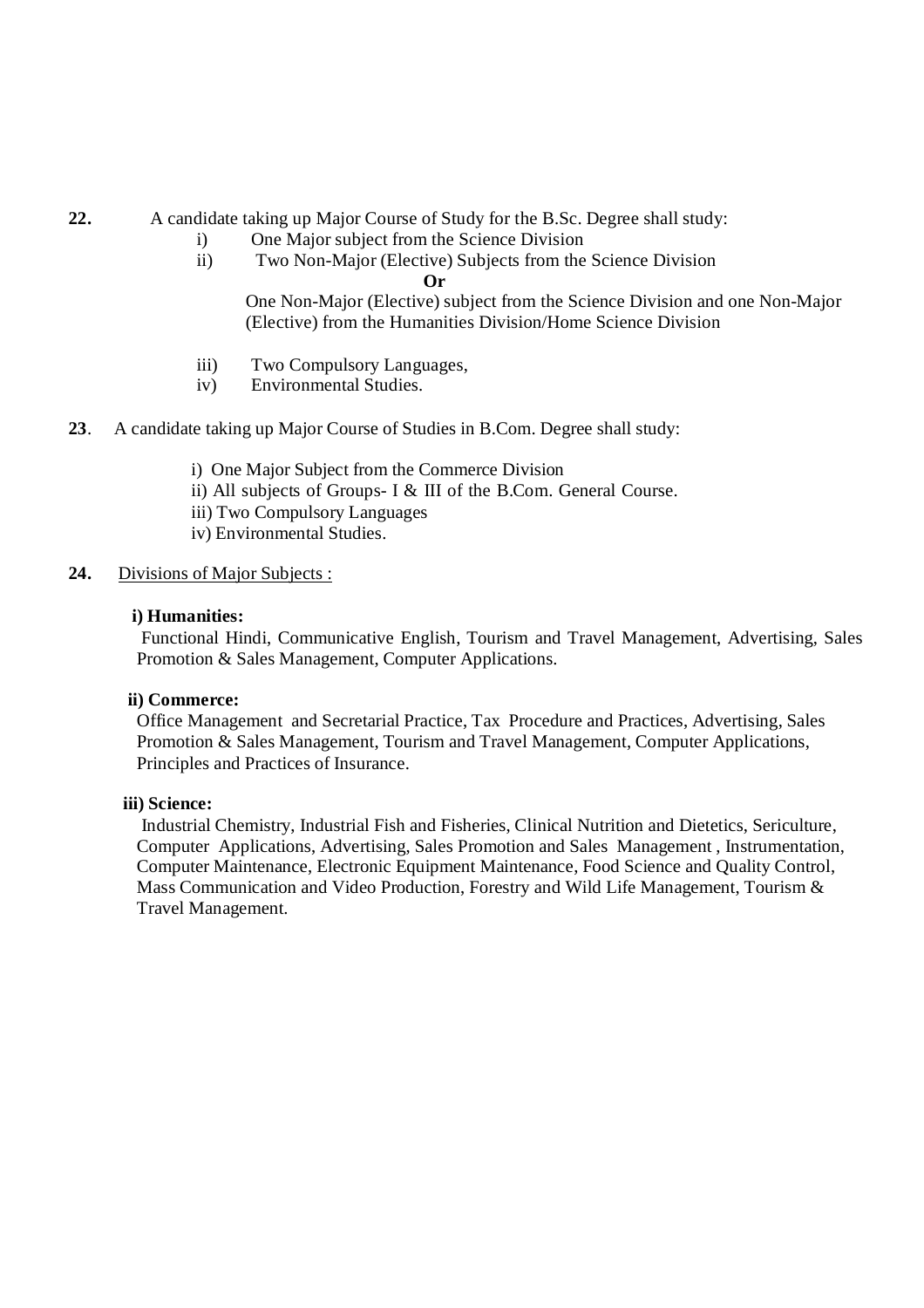**22.** A candidate taking up Major Course of Study for the B.Sc. Degree shall study:

i) One Major subject from the Science Division

ii) Two Non-Major (Elective) Subjects from the Science Division

**Or**

One Non-Major (Elective) subject from the Science Division and one Non-Major (Elective) from the Humanities Division/Home Science Division

iii) Two Compulsory Languages,

iv) Environmental Studies.

**23**. A candidate taking up Major Course of Studies in B.Com. Degree shall study:

i) One Major Subject from the Commerce Division

ii) All subjects of Groups- I & III of the B.Com. General Course.

iii) Two Compulsory Languages

iv) Environmental Studies.

**24.** Divisions of Major Subjects :

**i) Humanities:**

Functional Hindi, Communicative English, Tourism and Travel Management, Advertising, Sales Promotion & Sales Management, Computer Applications.

**ii) Commerce:**

Office Management and Secretarial Practice, Tax Procedure and Practices, Advertising, Sales Promotion & Sales Management, Tourism and Travel Management, Computer Applications, Principles and Practices of Insurance.

**iii) Science:**

Industrial Chemistry, Industrial Fish and Fisheries, Clinical Nutrition and Dietetics, Sericulture, Computer Applications, Advertising, Sales Promotion and Sales Management , Instrumentation, Computer Maintenance, Electronic Equipment Maintenance, Food Science and Quality Control, Mass Communication and Video Production, Forestry and Wild Life Management, Tourism & Travel Management.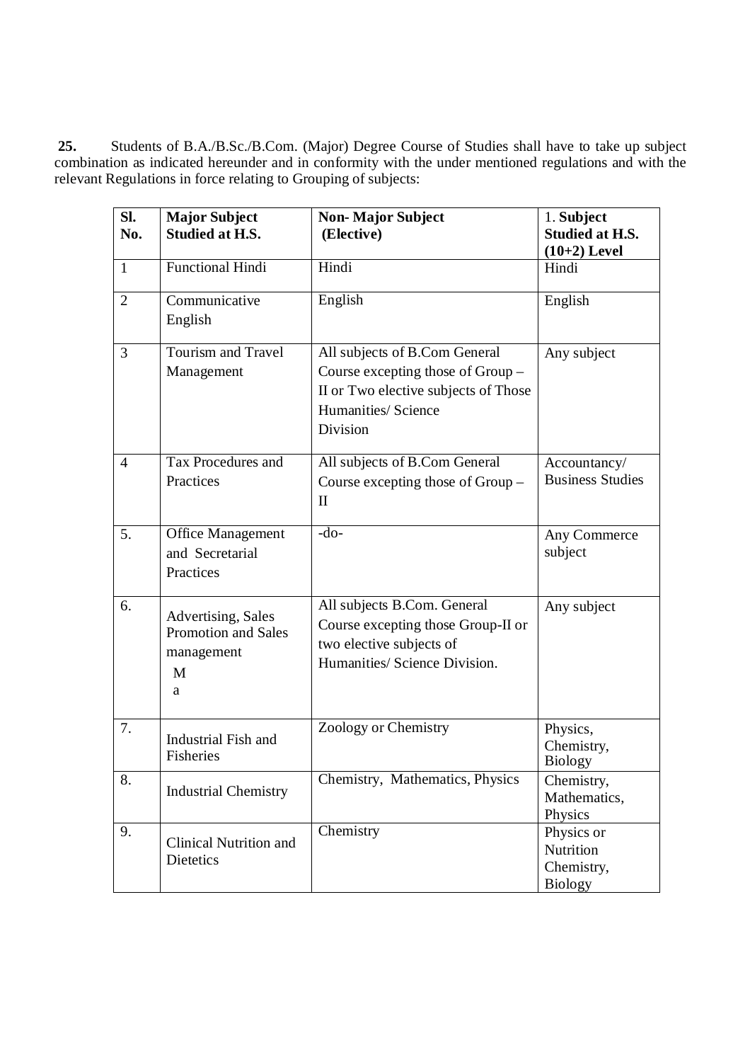**25.** Students of B.A./B.Sc./B.Com. (Major) Degree Course of Studies shall have to take up subject combination as indicated hereunder and in conformity with the under mentioned regulations and with the relevant Regulations in force relating to Grouping of subjects:

| **Sl. No.** | **Major Subject Studied at H.S.** | **Non- Major Subject (Elective)** | 1. **Subject Studied at H.S. (10+2) Level** |
|---|---|---|---|
| 1 | Functional Hindi | Hindi | Hindi |
| 2 | Communicative English | English | English |
| 3 | Tourism and Travel Management | All subjects of B.Com General Course excepting those of Group – II or Two elective subjects of Those Humanities/ Science Division | Any subject |
| 4 | Tax Procedures and Practices | All subjects of B.Com General Course excepting those of Group – II | Accountancy/ Business Studies |
| 5. | Office Management and Secretarial Practices | -do- | Any Commerce subject |
| 6. | Advertising, Sales Promotion and Sales management M a | All subjects B.Com. General Course excepting those Group-II or two elective subjects of Humanities/ Science Division. | Any subject |
| 7. | Industrial Fish and Fisheries | Zoology or Chemistry | Physics, Chemistry, Biology |
| 8. | Industrial Chemistry | Chemistry, Mathematics, Physics | Chemistry, Mathematics, Physics |
| 9. | Clinical Nutrition and Dietetics | Chemistry | Physics or Nutrition Chemistry, Biology |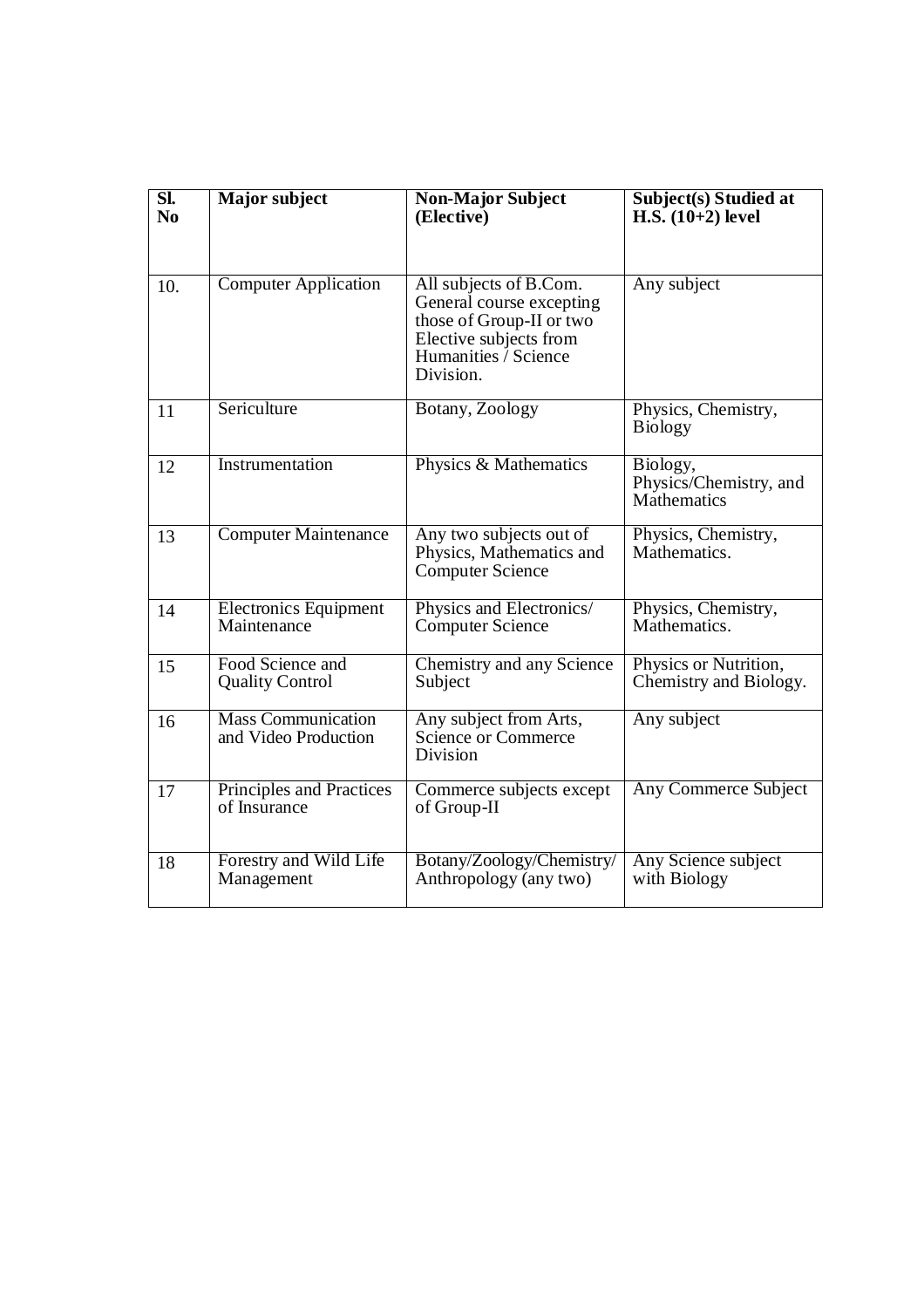| Sl. No | Major subject | Non-Major Subject (Elective) | Subject(s) Studied at H.S. (10+2) level |
|---|---|---|---|
| 10. | Computer Application | All subjects of B.Com. General course excepting those of Group-II or two Elective subjects from Humanities / Science Division. | Any subject |
| 11 | Sericulture | Botany, Zoology | Physics, Chemistry, Biology |
| 12 | Instrumentation | Physics & Mathematics | Biology, Physics/Chemistry, and Mathematics |
| 13 | Computer Maintenance | Any two subjects out of Physics, Mathematics and Computer Science | Physics, Chemistry, Mathematics. |
| 14 | Electronics Equipment Maintenance | Physics and Electronics/ Computer Science | Physics, Chemistry, Mathematics. |
| 15 | Food Science and Quality Control | Chemistry and any Science Subject | Physics or Nutrition, Chemistry and Biology. |
| 16 | Mass Communication and Video Production | Any subject from Arts, Science or Commerce Division | Any subject |
| 17 | Principles and Practices of Insurance | Commerce subjects except of Group-II | Any Commerce Subject |
| 18 | Forestry and Wild Life Management | Botany/Zoology/Chemistry/ Anthropology (any two) | Any Science subject with Biology |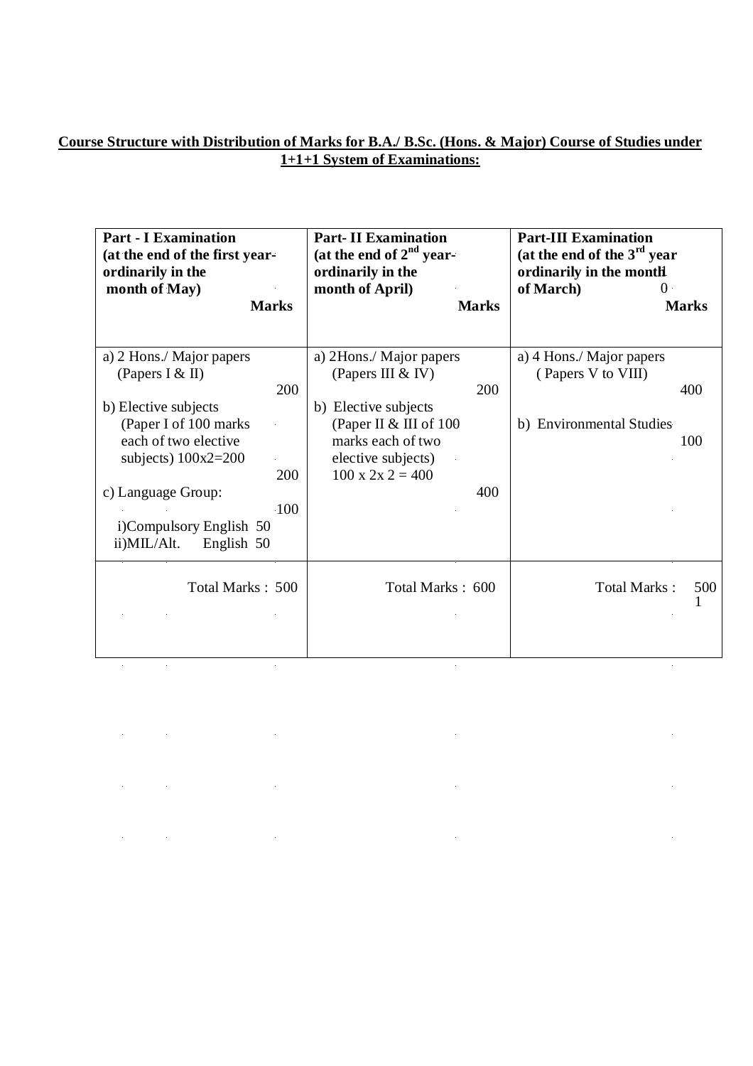**Course Structure with Distribution of Marks for B.A./ B.Sc. (Hons. & Major) Course of Studies under 1+1+1 System of Examinations:**

| **Part - I Examination (at the end of the first year- ordinarily in the month of May)** | **Marks** | **Part- II Examination (at the end of 2nd year- ordinarily in the month of April)** | **Marks** | **Part-III Examination (at the end of the 3rd year ordinarily in the month of March)** | **Marks** |
|---|---|---|---|---|---|
| a) 2 Hons./ Major papers (Papers I & II) | 200 | a) 2Hons./ Major papers (Papers III & IV) | 200 | a) 4 Hons./ Major papers ( Papers V to VIII) | 400 |
| b) Elective subjects (Paper I of 100 marks each of two elective subjects) 100x2=200 | 200 | b) Elective subjects (Paper II & III of 100 marks each of two elective subjects) 100 x 2x 2 = 400 | 400 | b) Environmental Studies | 100 |
| c) Language Group: i)Compulsory English 50 ii)MIL/Alt. English 50 | 100 | | | | |
| Total Marks : 500 | | Total Marks : 600 | | Total Marks : 500 | |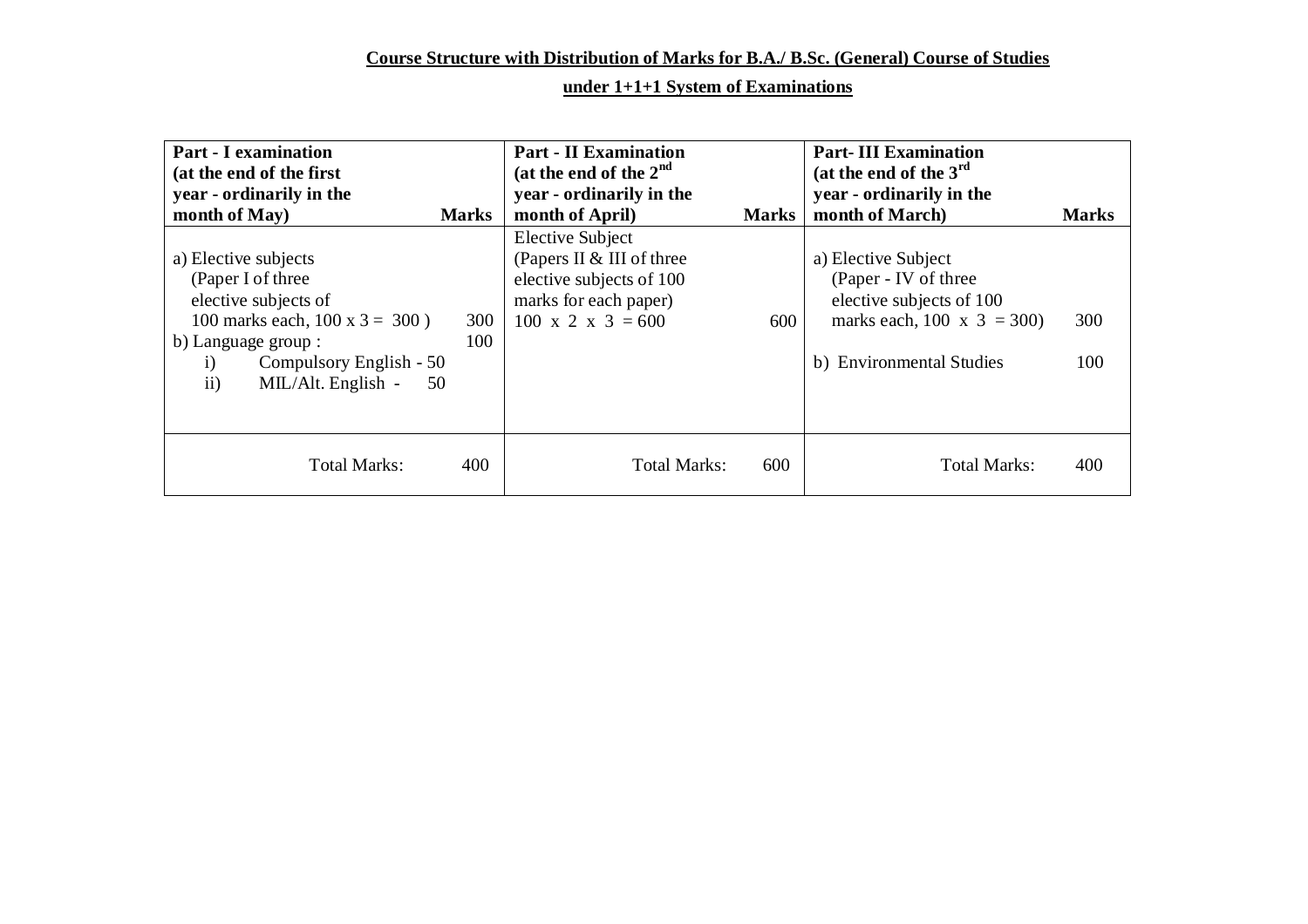**Course Structure with Distribution of Marks for B.A./ B.Sc. (General) Course of Studies**

**under 1+1+1 System of Examinations**

| **Part - I examination (at the end of the first year - ordinarily in the month of May)** | **Marks** | **Part - II Examination (at the end of the 2nd year - ordinarily in the month of April)** | **Marks** | **Part- III Examination (at the end of the 3rd year - ordinarily in the month of March)** | **Marks** |
|---|---|---|---|---|---|
| a) Elective subjects (Paper I of three elective subjects of 100 marks each, 100 x 3 = 300 ) | 300 | Elective Subject (Papers II & III of three elective subjects of 100 marks for each paper) 100 x 2 x 3 = 600 | 600 | a) Elective Subject (Paper - IV of three elective subjects of 100 marks each, 100 x 3 = 300) | 300 |
| b) Language group : i) Compulsory English - 50 ii) MIL/Alt. English - 50 | 100 | | | b) Environmental Studies | 100 |
| Total Marks: | 400 | Total Marks: | 600 | Total Marks: | 400 |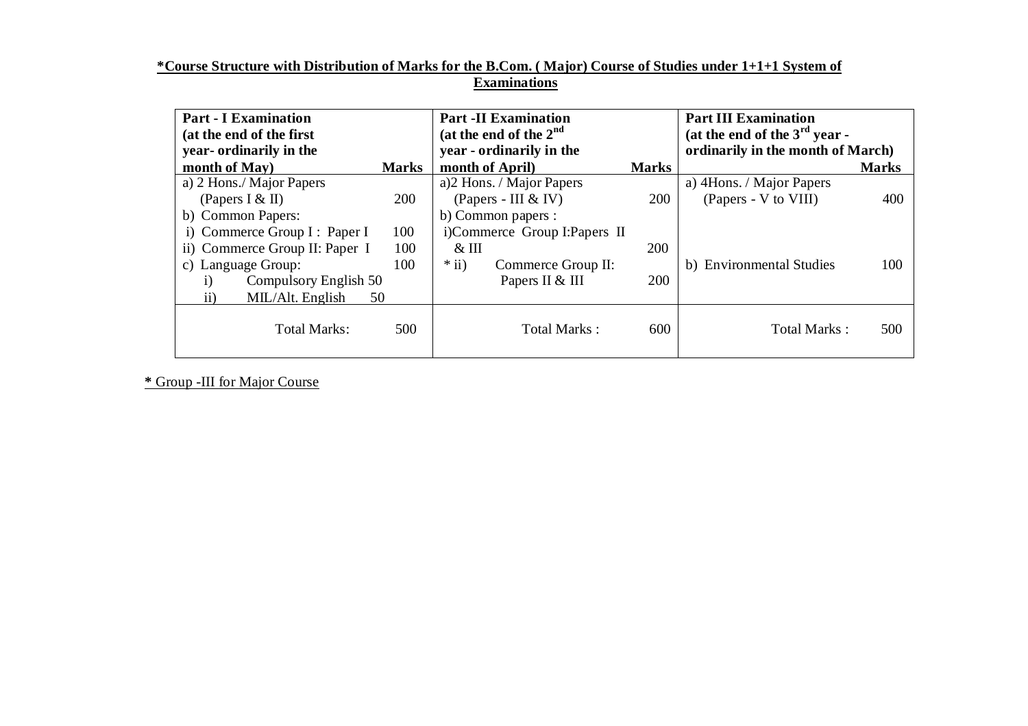**\*Course Structure with Distribution of Marks for the B.Com. ( Major) Course of Studies under 1+1+1 System of Examinations**

| Part - I Examination (at the end of the first year- ordinarily in the month of May) | Marks | Part -II Examination (at the end of the 2nd year - ordinarily in the month of April) | Marks | Part III Examination (at the end of the 3rd year - ordinarily in the month of March) | Marks |
|---|---|---|---|---|---|
| a) 2 Hons./ Major Papers (Papers I & II) | 200 | a)2 Hons. / Major Papers (Papers - III & IV) | 200 | a) 4Hons. / Major Papers (Papers - V to VIII) | 400 |
| b) Common Papers: | | b) Common papers : | | | |
| i) Commerce Group I : Paper I | 100 | i)Commerce Group I:Papers II & III | 200 | | |
| ii) Commerce Group II: Paper I | 100 | | | | |
| c) Language Group: i) Compulsory English 50 ii) MIL/Alt. English 50 | 100 | * ii) Commerce Group II: Papers II & III | 200 | b) Environmental Studies | 100 |
| Total Marks: | 500 | Total Marks : | 600 | Total Marks : | 500 |

**\*** Group -III for Major Course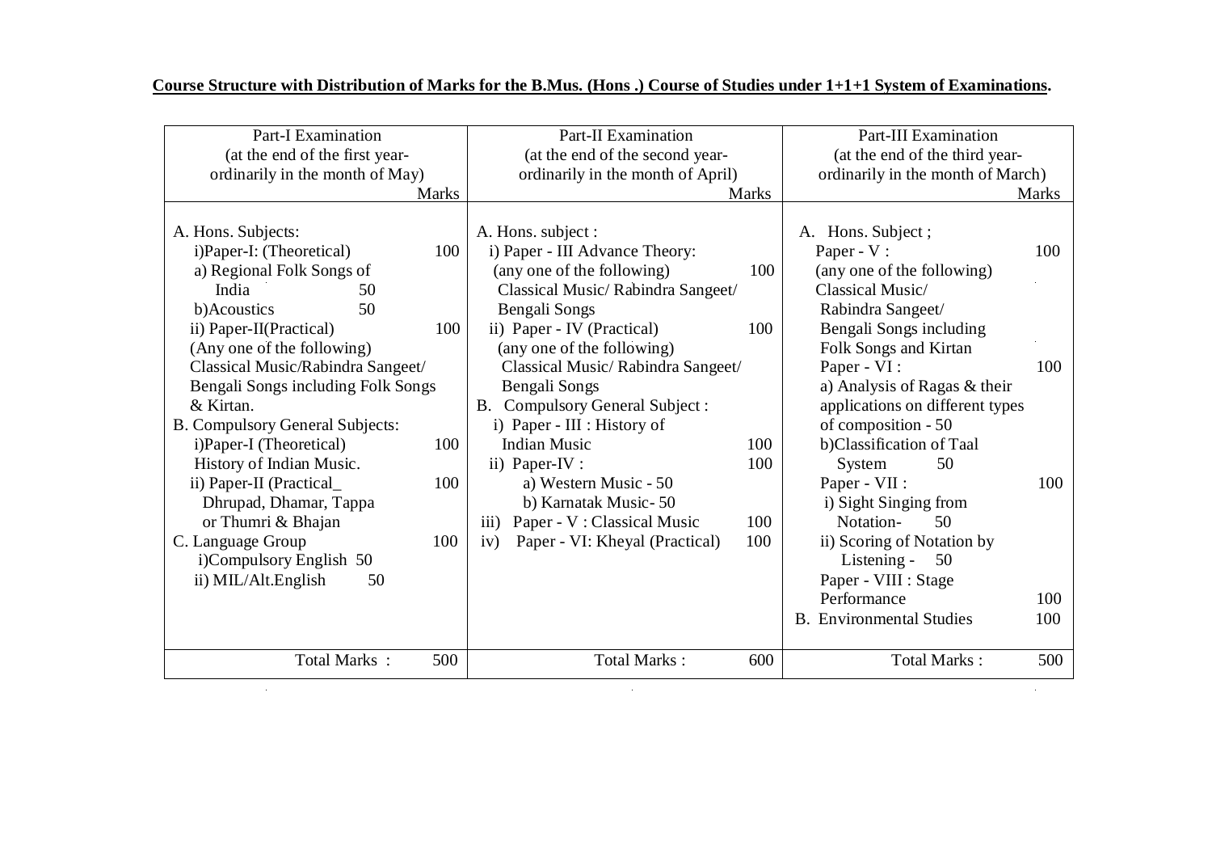**Course Structure with Distribution of Marks for the B.Mus. (Hons .) Course of Studies under 1+1+1 System of Examinations.**

| Part-I Examination (at the end of the first year- ordinarily in the month of May) | Marks | Part-II Examination (at the end of the second year- ordinarily in the month of April) | Marks | Part-III Examination (at the end of the third year- ordinarily in the month of March) | Marks |
|---|---|---|---|---|---|
| A. Hons. Subjects: | | A. Hons. subject : | | A. Hons. Subject ; | |
| i)Paper-I: (Theoretical) | 100 | i) Paper - III Advance Theory: (any one of the following) Classical Music/ Rabindra Sangeet/ Bengali Songs | 100 | Paper - V : (any one of the following) Classical Music/ Rabindra Sangeet/ Bengali Songs including Folk Songs and Kirtan | 100 |
| a) Regional Folk Songs of India 50 | | | | | |
| b)Acoustics 50 | | | | | |
| ii) Paper-II(Practical) (Any one of the following) Classical Music/Rabindra Sangeet/ Bengali Songs including Folk Songs & Kirtan. | 100 | ii) Paper - IV (Practical) (any one of the following) Classical Music/ Rabindra Sangeet/ Bengali Songs | 100 | Paper - VI : a) Analysis of Ragas & their applications on different types of composition - 50 b)Classification of Taal System 50 | 100 |
| B. Compulsory General Subjects: | | B. Compulsory General Subject : | | | |
| i)Paper-I (Theoretical) History of Indian Music. | 100 | i) Paper - III : History of Indian Music | 100 | | |
| ii) Paper-II (Practical_ Dhrupad, Dhamar, Tappa or Thumri & Bhajan | 100 | ii) Paper-IV : a) Western Music - 50 b) Karnatak Music- 50 | 100 | Paper - VII : i) Sight Singing from Notation- 50 ii) Scoring of Notation by Listening - 50 | 100 |
| | | iii) Paper - V : Classical Music | 100 | | |
| C. Language Group i)Compulsory English 50 ii) MIL/Alt.English 50 | 100 | iv) Paper - VI: Kheyal (Practical) | 100 | Paper - VIII : Stage Performance | 100 |
| | | | | B. Environmental Studies | 100 |
| Total Marks : | 500 | Total Marks : | 600 | Total Marks : | 500 |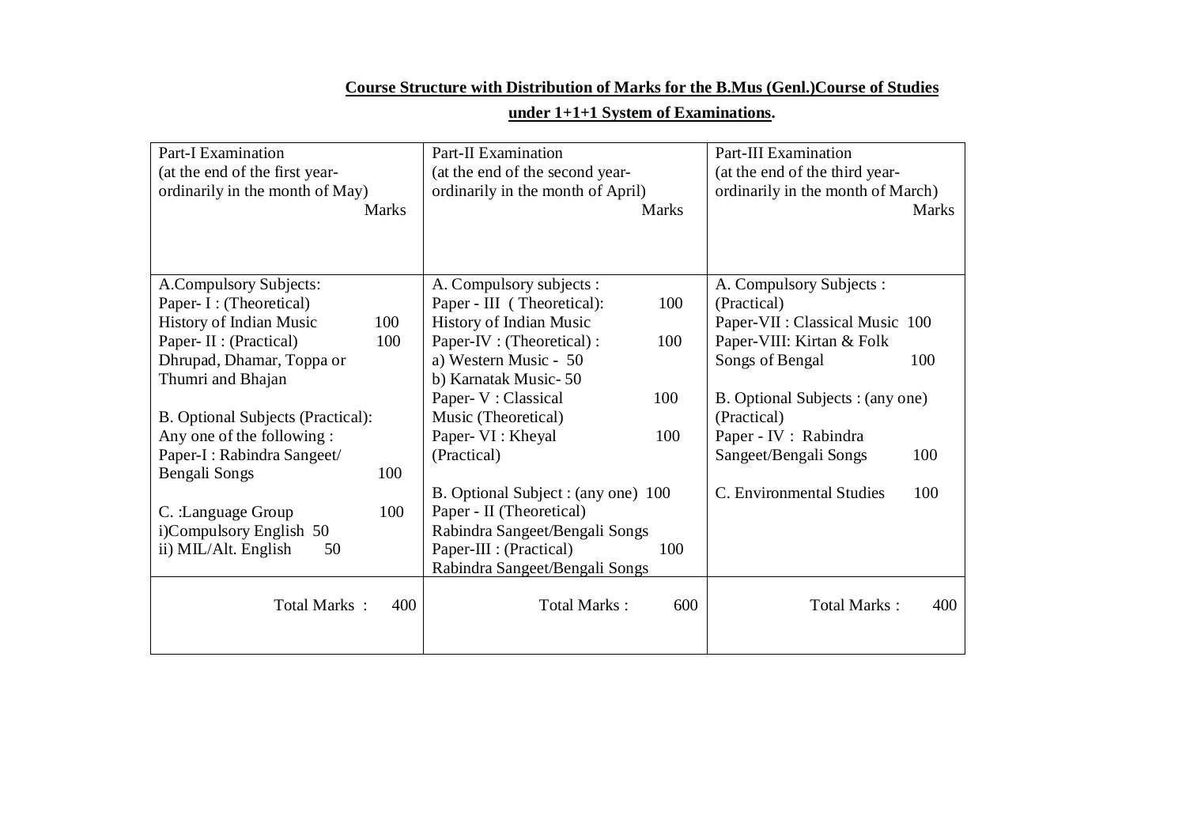**Course Structure with Distribution of Marks for the B.Mus (Genl.)Course of Studies**

**under 1+1+1 System of Examinations.**

| Part-I Examination (at the end of the first year- ordinarily in the month of May) | Marks | Part-II Examination (at the end of the second year- ordinarily in the month of April) | Marks | Part-III Examination (at the end of the third year- ordinarily in the month of March) | Marks |
|---|---|---|---|---|---|
| A.Compulsory Subjects: | | A. Compulsory subjects : | | A. Compulsory Subjects : | |
| Paper- I : (Theoretical) History of Indian Music | 100 | Paper - III (Theoretical): History of Indian Music | 100 | (Practical) Paper-VII : Classical Music | 100 |
| Paper- II : (Practical) Dhrupad, Dhamar, Toppa or Thumri and Bhajan | 100 | Paper-IV : (Theoretical) : a) Western Music - 50 b) Karnatak Music- 50 | 100 | Paper-VIII: Kirtan & Folk Songs of Bengal | 100 |
| | | Paper- V : Classical Music (Theoretical) | 100 | | |
| | | Paper- VI : Kheyal (Practical) | 100 | | |
| B. Optional Subjects (Practical): Any one of the following : Paper-I : Rabindra Sangeet/ Bengali Songs | 100 | B. Optional Subject : (any one) Paper - II (Theoretical) Rabindra Sangeet/Bengali Songs | 100 | B. Optional Subjects : (any one) (Practical) Paper - IV : Rabindra Sangeet/Bengali Songs | 100 |
| C. :Language Group i)Compulsory English 50 ii) MIL/Alt. English 50 | 100 | Paper-III : (Practical) Rabindra Sangeet/Bengali Songs | 100 | C. Environmental Studies | 100 |
| Total Marks : | 400 | Total Marks : | 600 | Total Marks : | 400 |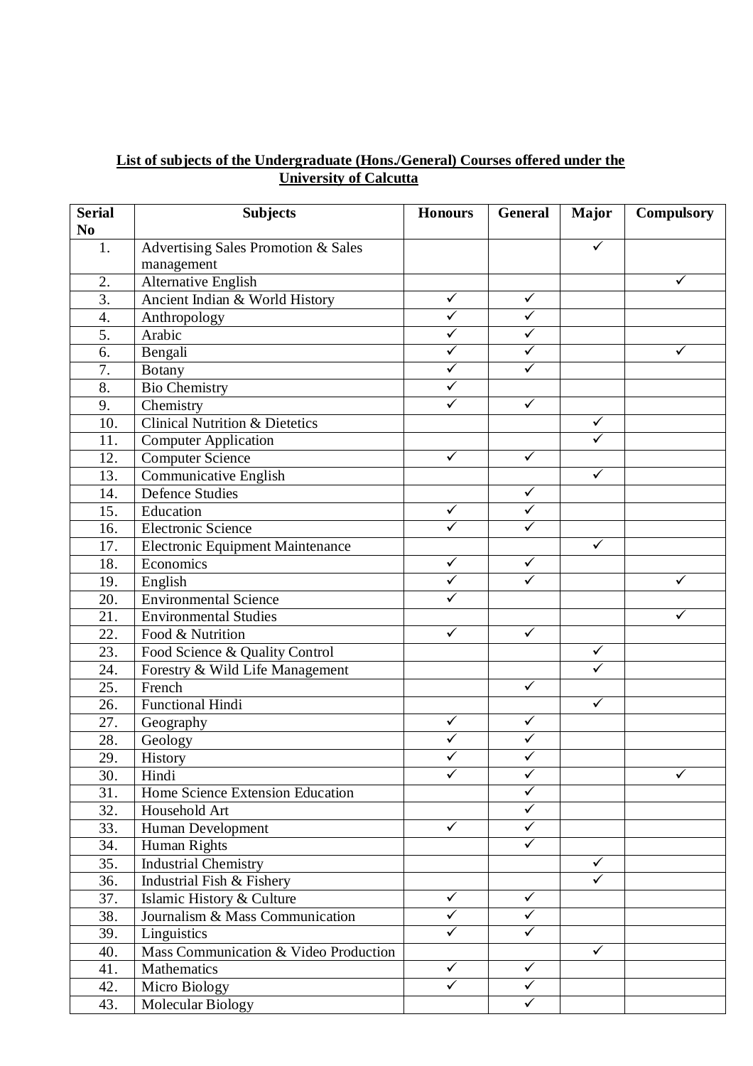**List of subjects of the Undergraduate (Hons./General) Courses offered under the University of Calcutta**

| Serial No | Subjects | Honours | General | Major | Compulsory |
|---|---|---|---|---|---|
| 1. | Advertising Sales Promotion & Sales management | | | ✓ | |
| 2. | Alternative English | | | | ✓ |
| 3. | Ancient Indian & World History | ✓ | ✓ | | |
| 4. | Anthropology | ✓ | ✓ | | |
| 5. | Arabic | ✓ | ✓ | | |
| 6. | Bengali | ✓ | ✓ | | ✓ |
| 7. | Botany | ✓ | ✓ | | |
| 8. | Bio Chemistry | ✓ | | | |
| 9. | Chemistry | ✓ | ✓ | | |
| 10. | Clinical Nutrition & Dietetics | | | ✓ | |
| 11. | Computer Application | | | ✓ | |
| 12. | Computer Science | ✓ | ✓ | | |
| 13. | Communicative English | | | ✓ | |
| 14. | Defence Studies | | ✓ | | |
| 15. | Education | ✓ | ✓ | | |
| 16. | Electronic Science | ✓ | ✓ | | |
| 17. | Electronic Equipment Maintenance | | | ✓ | |
| 18. | Economics | ✓ | ✓ | | |
| 19. | English | ✓ | ✓ | | ✓ |
| 20. | Environmental Science | ✓ | | | |
| 21. | Environmental Studies | | | | ✓ |
| 22. | Food & Nutrition | ✓ | ✓ | | |
| 23. | Food Science & Quality Control | | | ✓ | |
| 24. | Forestry & Wild Life Management | | | ✓ | |
| 25. | French | | ✓ | | |
| 26. | Functional Hindi | | | ✓ | |
| 27. | Geography | ✓ | ✓ | | |
| 28. | Geology | ✓ | ✓ | | |
| 29. | History | ✓ | ✓ | | |
| 30. | Hindi | ✓ | ✓ | | ✓ |
| 31. | Home Science Extension Education | | ✓ | | |
| 32. | Household Art | | ✓ | | |
| 33. | Human Development | ✓ | ✓ | | |
| 34. | Human Rights | | ✓ | | |
| 35. | Industrial Chemistry | | | ✓ | |
| 36. | Industrial Fish & Fishery | | | ✓ | |
| 37. | Islamic History & Culture | ✓ | ✓ | | |
| 38. | Journalism & Mass Communication | ✓ | ✓ | | |
| 39. | Linguistics | ✓ | ✓ | | |
| 40. | Mass Communication & Video Production | | | ✓ | |
| 41. | Mathematics | ✓ | ✓ | | |
| 42. | Micro Biology | ✓ | ✓ | | |
| 43. | Molecular Biology | | ✓ | | |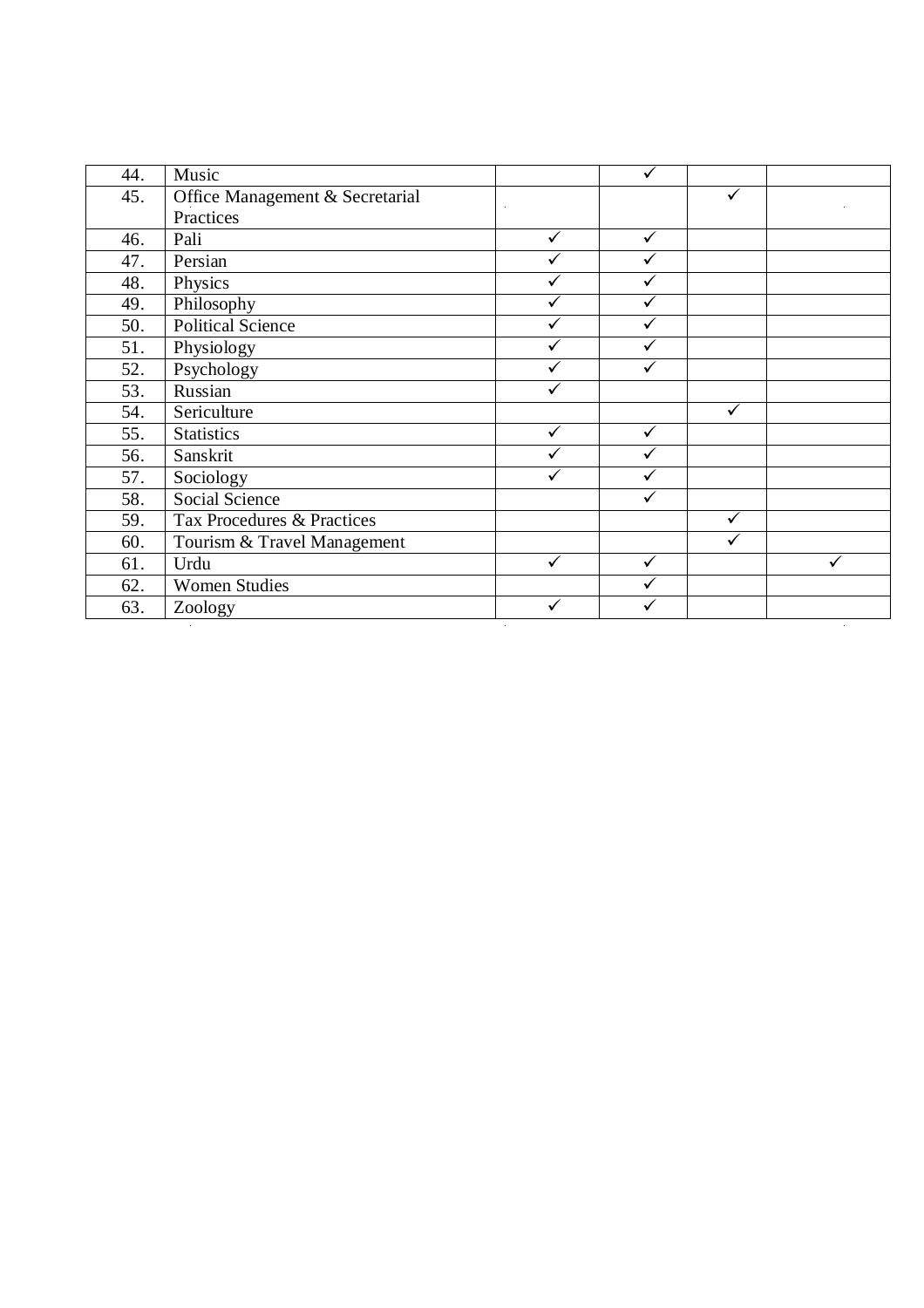| | | | | | |
|---|---|---|---|---|---|
| 44. | Music | | ✓ | | |
| 45. | Office Management & Secretarial Practices | | | ✓ | |
| 46. | Pali | ✓ | ✓ | | |
| 47. | Persian | ✓ | ✓ | | |
| 48. | Physics | ✓ | ✓ | | |
| 49. | Philosophy | ✓ | ✓ | | |
| 50. | Political Science | ✓ | ✓ | | |
| 51. | Physiology | ✓ | ✓ | | |
| 52. | Psychology | ✓ | ✓ | | |
| 53. | Russian | ✓ | | | |
| 54. | Sericulture | | | ✓ | |
| 55. | Statistics | ✓ | ✓ | | |
| 56. | Sanskrit | ✓ | ✓ | | |
| 57. | Sociology | ✓ | ✓ | | |
| 58. | Social Science | | ✓ | | |
| 59. | Tax Procedures & Practices | | | ✓ | |
| 60. | Tourism & Travel Management | | | ✓ | |
| 61. | Urdu | ✓ | ✓ | | ✓ |
| 62. | Women Studies | | ✓ | | |
| 63. | Zoology | ✓ | ✓ | | |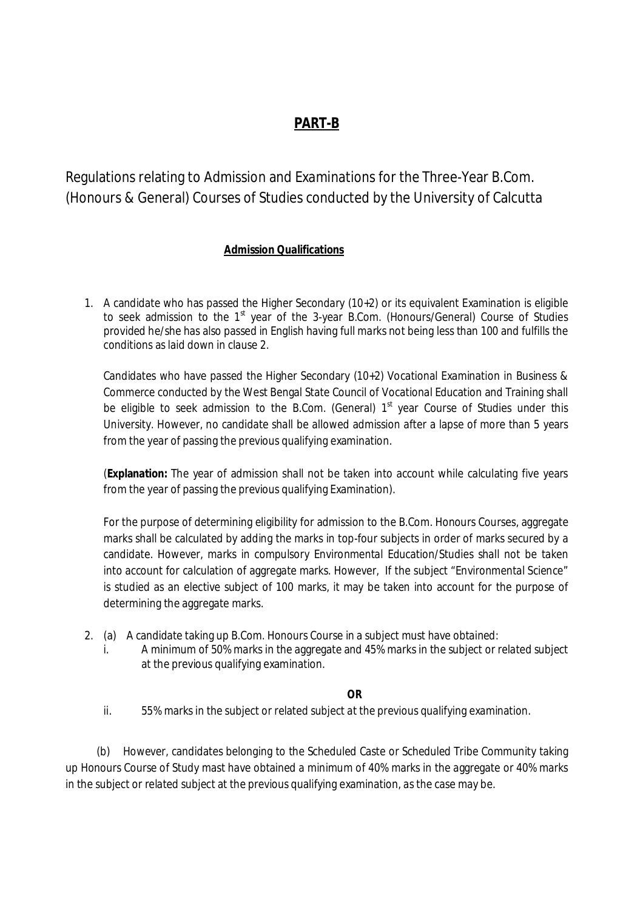# PART-B

## Regulations relating to Admission and Examinations for the Three-Year B.Com. (Honours & General) Courses of Studies conducted by the University of Calcutta

### Admission Qualifications

1. A candidate who has passed the Higher Secondary (10+2) or its equivalent Examination is eligible to seek admission to the 1st year of the 3-year B.Com. (Honours/General) Course of Studies provided he/she has also passed in English having full marks not being less than 100 and fulfills the conditions as laid down in clause 2.

   Candidates who have passed the Higher Secondary (10+2) Vocational Examination in Business & Commerce conducted by the West Bengal State Council of Vocational Education and Training shall be eligible to seek admission to the B.Com. (General) 1st year Course of Studies under this University. However, no candidate shall be allowed admission after a lapse of more than 5 years from the year of passing the previous qualifying examination.

   (**Explanation:** The year of admission shall not be taken into account while calculating five years from the year of passing the previous qualifying Examination).

   For the purpose of determining eligibility for admission to the B.Com. Honours Courses, aggregate marks shall be calculated by adding the marks in top-four subjects in order of marks secured by a candidate. However, marks in compulsory Environmental Education/Studies shall not be taken into account for calculation of aggregate marks. However, If the subject "Environmental Science" is studied as an elective subject of 100 marks, it may be taken into account for the purpose of determining the aggregate marks.

2. (a) A candidate taking up B.Com. Honours Course in a subject must have obtained:
   1. A minimum of 50% marks in the aggregate and 45% marks in the subject or related subject at the previous qualifying examination.

      **OR**

   2. 55% marks in the subject or related subject at the previous qualifying examination.

   (b) However, candidates belonging to the Scheduled Caste or Scheduled Tribe Community taking up Honours Course of Study mast have obtained a minimum of 40% marks in the aggregate or 40% marks in the subject or related subject at the previous qualifying examination, as the case may be.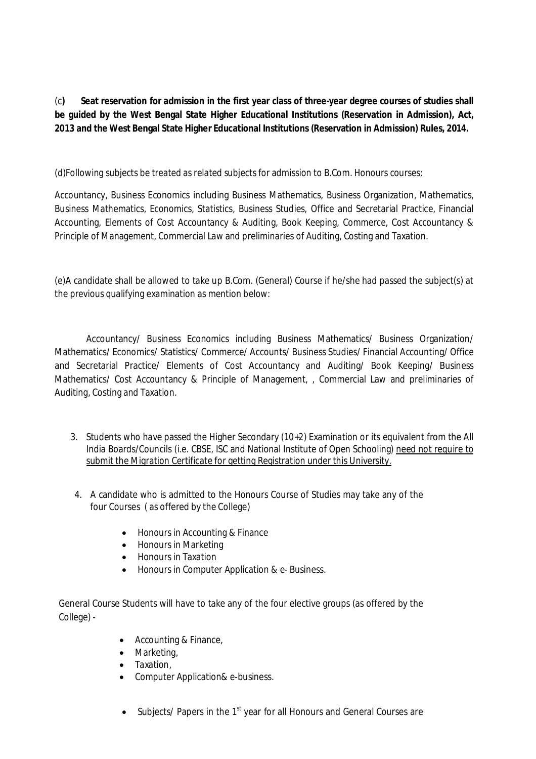(c**) Seat reservation for admission in the first year class of three-year degree courses of studies shall be guided by the West Bengal State Higher Educational Institutions (Reservation in Admission), Act, 2013 and the West Bengal State Higher Educational Institutions (Reservation in Admission) Rules, 2014.**

(d)Following subjects be treated as related subjects for admission to B.Com. Honours courses:

Accountancy, Business Economics including Business Mathematics, Business Organization, Mathematics, Business Mathematics, Economics, Statistics, Business Studies, Office and Secretarial Practice, Financial Accounting, Elements of Cost Accountancy & Auditing, Book Keeping, Commerce, Cost Accountancy & Principle of Management, Commercial Law and preliminaries of Auditing, Costing and Taxation.

(e)A candidate shall be allowed to take up B.Com. (General) Course if he/she had passed the subject(s) at the previous qualifying examination as mention below:

Accountancy/ Business Economics including Business Mathematics/ Business Organization/ Mathematics/ Economics/ Statistics/ Commerce/ Accounts/ Business Studies/ Financial Accounting/ Office and Secretarial Practice/ Elements of Cost Accountancy and Auditing/ Book Keeping/ Business Mathematics/ Cost Accountancy & Principle of Management, , Commercial Law and preliminaries of Auditing, Costing and Taxation.

3. Students who have passed the Higher Secondary (10+2) Examination or its equivalent from the All India Boards/Councils (i.e. CBSE, ISC and National Institute of Open Schooling) <u>need not require to submit the Migration Certificate for getting Registration under this University.</u>

4. A candidate who is admitted to the Honours Course of Studies may take any of the four Courses ( as offered by the College)

   - Honours in Accounting & Finance
   - Honours in Marketing
   - Honours in Taxation
   - Honours in Computer Application & e- Business.

General Course Students will have to take any of the four elective groups (as offered by the College) -

- Accounting & Finance,
- Marketing,
- Taxation,
- Computer Application& e-business.

- Subjects/ Papers in the 1st year for all Honours and General Courses are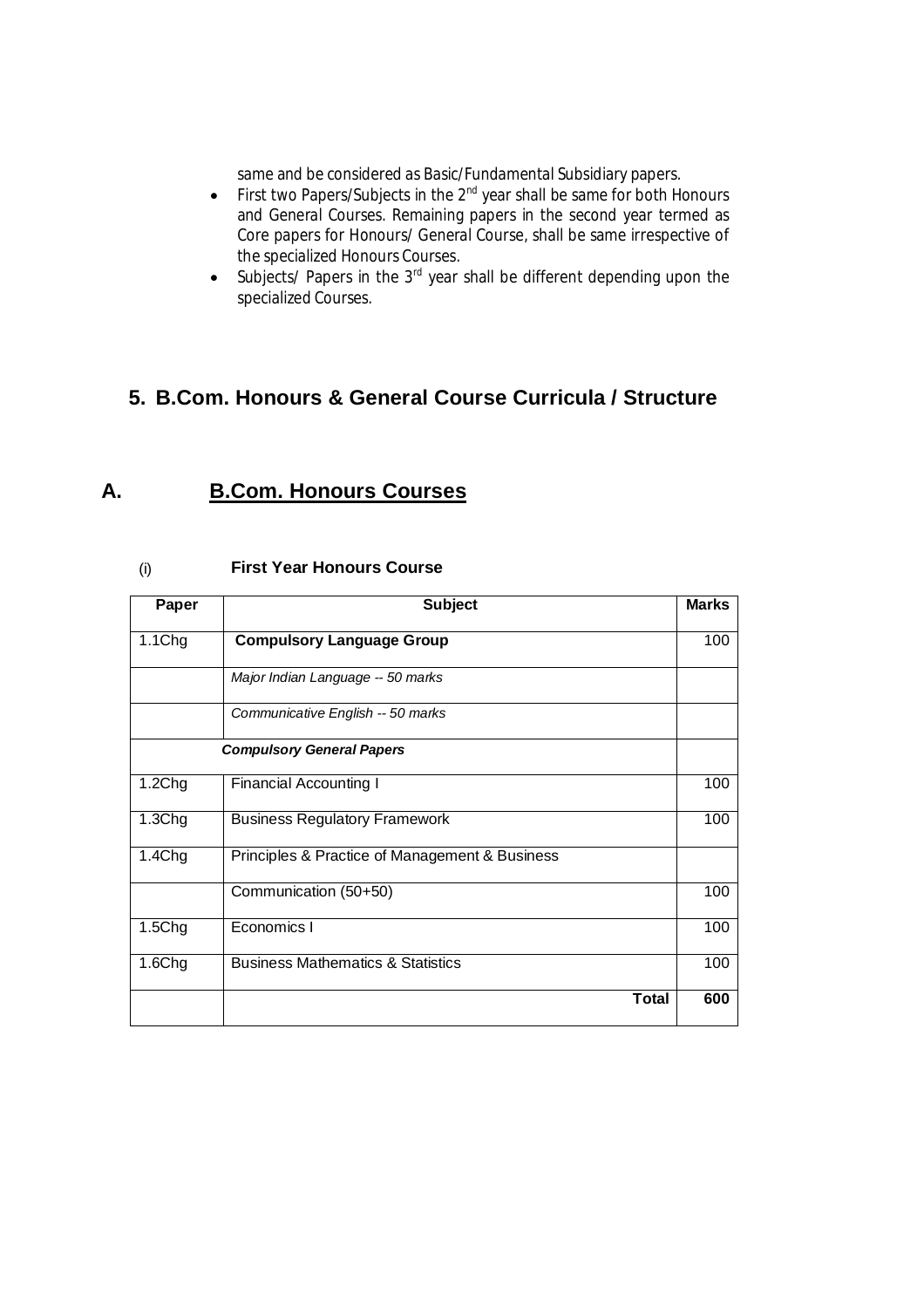same and be considered as Basic/Fundamental Subsidiary papers.

- First two Papers/Subjects in the 2nd year shall be same for both Honours and General Courses. Remaining papers in the second year termed as Core papers for Honours/ General Course, shall be same irrespective of the specialized Honours Courses.
- Subjects/ Papers in the 3rd year shall be different depending upon the specialized Courses.

## 5. B.Com. Honours & General Course Curricula / Structure

## A. B.Com. Honours Courses

### (i) First Year Honours Course

| Paper | Subject | Marks |
|---|---|---|
| 1.1Chg | **Compulsory Language Group** | 100 |
| | *Major Indian Language -- 50 marks* | |
| | *Communicative English -- 50 marks* | |
| | ***Compulsory General Papers*** | |
| 1.2Chg | Financial Accounting I | 100 |
| 1.3Chg | Business Regulatory Framework | 100 |
| 1.4Chg | Principles & Practice of Management & Business | |
| | Communication (50+50) | 100 |
| 1.5Chg | Economics I | 100 |
| 1.6Chg | Business Mathematics & Statistics | 100 |
| | **Total** | **600** |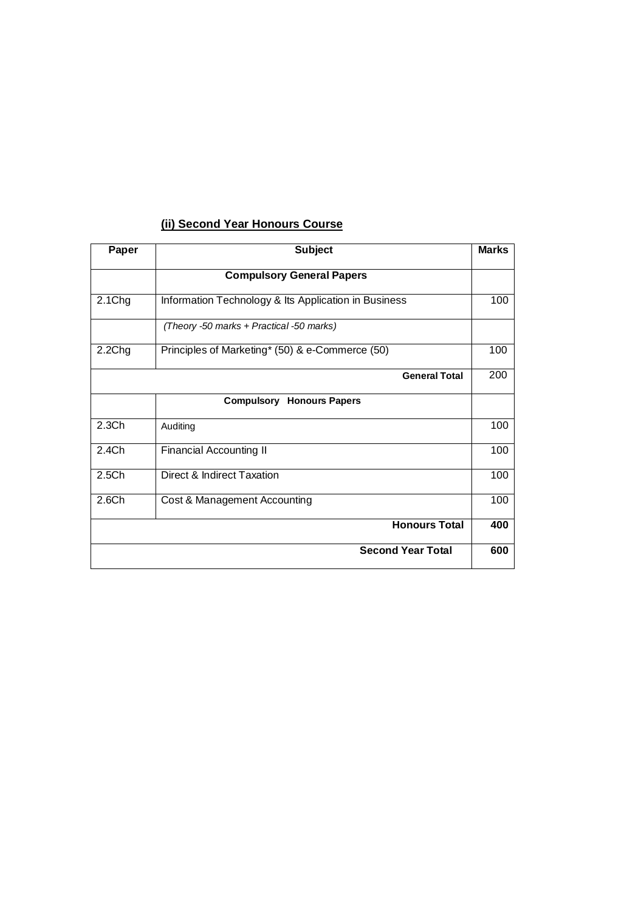## (ii) Second Year Honours Course

| Paper | Subject | Marks |
|---|---|---|
| | **Compulsory General Papers** | |
| 2.1Chg | Information Technology & Its Application in Business | 100 |
| | *(Theory -50 marks + Practical -50 marks)* | |
| 2.2Chg | Principles of Marketing* (50) & e-Commerce (50) | 100 |
| | **General Total** | 200 |
| | **Compulsory Honours Papers** | |
| 2.3Ch | Auditing | 100 |
| 2.4Ch | Financial Accounting II | 100 |
| 2.5Ch | Direct & Indirect Taxation | 100 |
| 2.6Ch | Cost & Management Accounting | 100 |
| | **Honours Total** | **400** |
| | **Second Year Total** | **600** |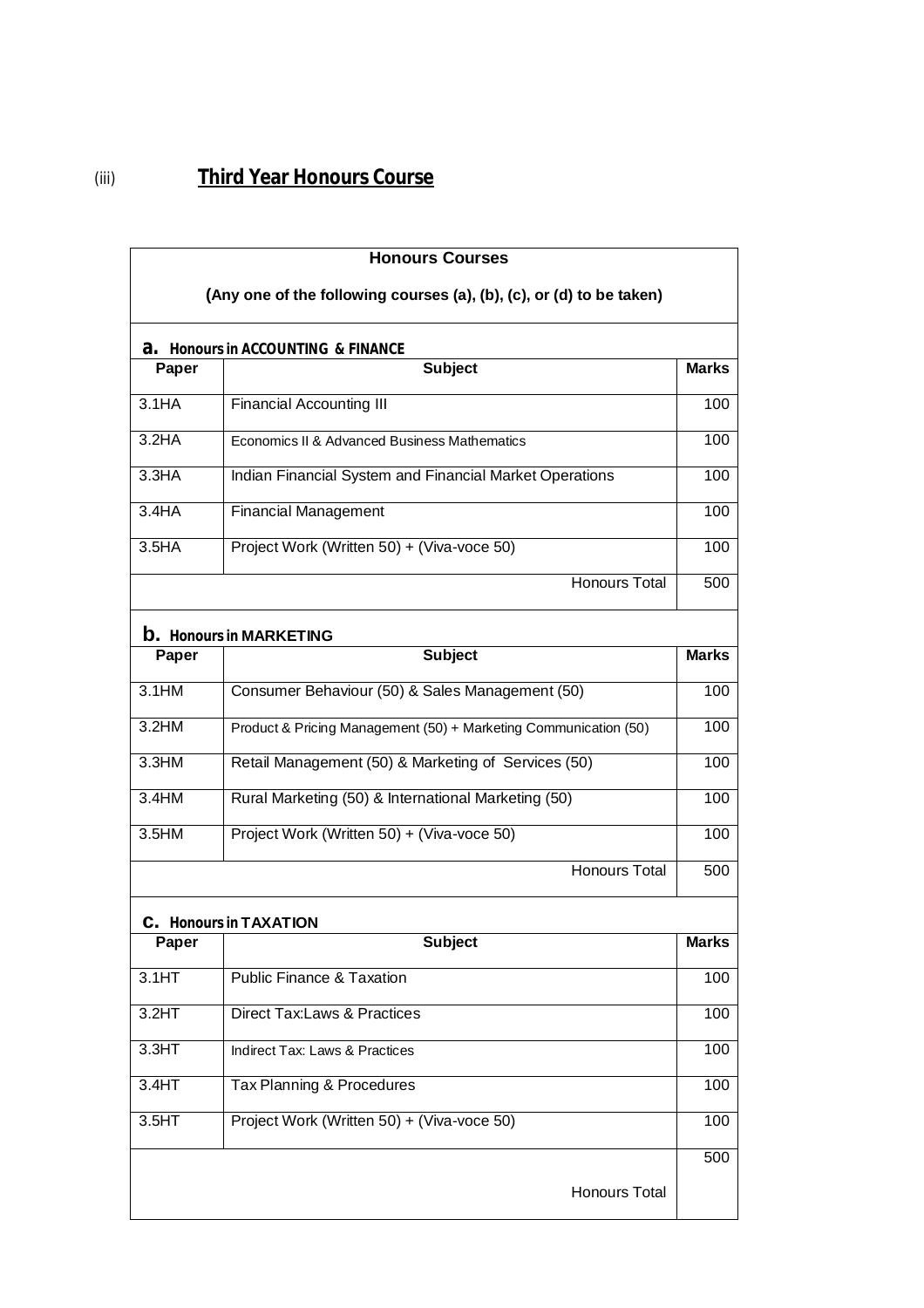(iii) **Third Year Honours Course**

**Honours Courses**

**(Any one of the following courses (a), (b), (c), or (d) to be taken)**

**a. Honours in ACCOUNTING & FINANCE**

| Paper | Subject | Marks |
|---|---|---|
| 3.1HA | Financial Accounting III | 100 |
| 3.2HA | Economics II & Advanced Business Mathematics | 100 |
| 3.3HA | Indian Financial System and Financial Market Operations | 100 |
| 3.4HA | Financial Management | 100 |
| 3.5HA | Project Work (Written 50) + (Viva-voce 50) | 100 |
| | Honours Total | 500 |

**b. Honours in MARKETING**

| Paper | Subject | Marks |
|---|---|---|
| 3.1HM | Consumer Behaviour (50) & Sales Management (50) | 100 |
| 3.2HM | Product & Pricing Management (50) + Marketing Communication (50) | 100 |
| 3.3HM | Retail Management (50) & Marketing of Services (50) | 100 |
| 3.4HM | Rural Marketing (50) & International Marketing (50) | 100 |
| 3.5HM | Project Work (Written 50) + (Viva-voce 50) | 100 |
| | Honours Total | 500 |

**c. Honours in TAXATION**

| Paper | Subject | Marks |
|---|---|---|
| 3.1HT | Public Finance & Taxation | 100 |
| 3.2HT | Direct Tax:Laws & Practices | 100 |
| 3.3HT | Indirect Tax: Laws & Practices | 100 |
| 3.4HT | Tax Planning & Procedures | 100 |
| 3.5HT | Project Work (Written 50) + (Viva-voce 50) | 100 |
| | Honours Total | 500 |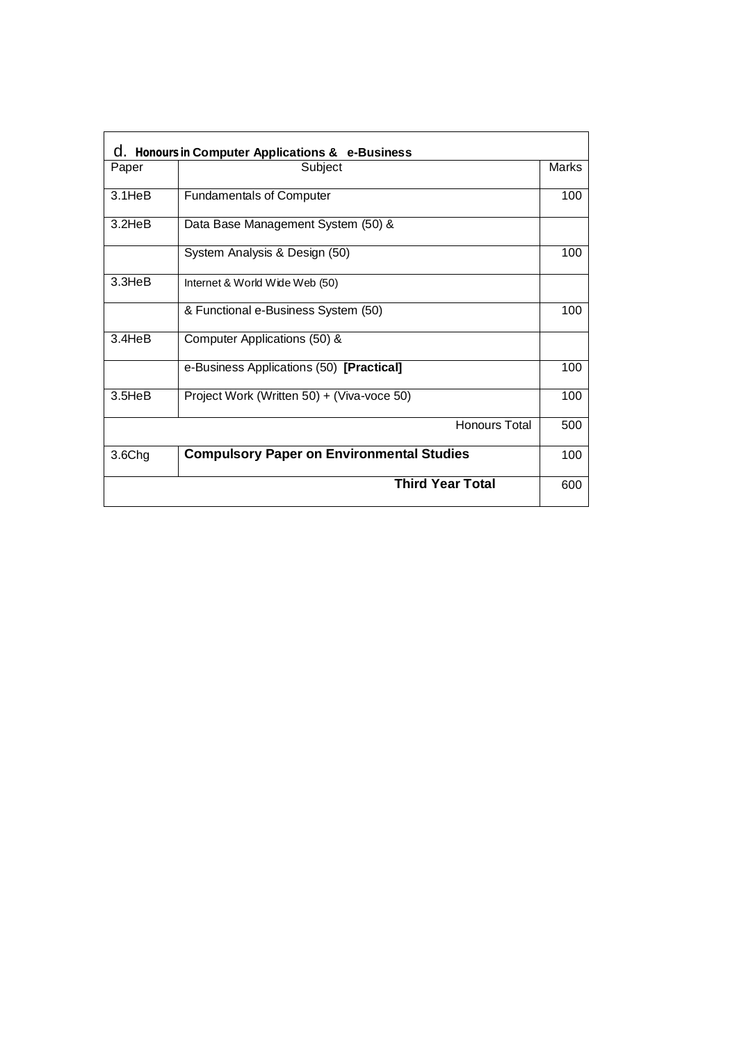d. **Honours in Computer Applications & e-Business**

| Paper | Subject | Marks |
|---|---|---|
| 3.1HeB | Fundamentals of Computer | 100 |
| 3.2HeB | Data Base Management System (50) & | |
| | System Analysis & Design (50) | 100 |
| 3.3HeB | Internet & World Wide Web (50) | |
| | & Functional e-Business System (50) | 100 |
| 3.4HeB | Computer Applications (50) & | |
| | e-Business Applications (50) **[Practical]** | 100 |
| 3.5HeB | Project Work (Written 50) + (Viva-voce 50) | 100 |
| | Honours Total | 500 |
| 3.6Chg | **Compulsory Paper on Environmental Studies** | 100 |
| | **Third Year Total** | 600 |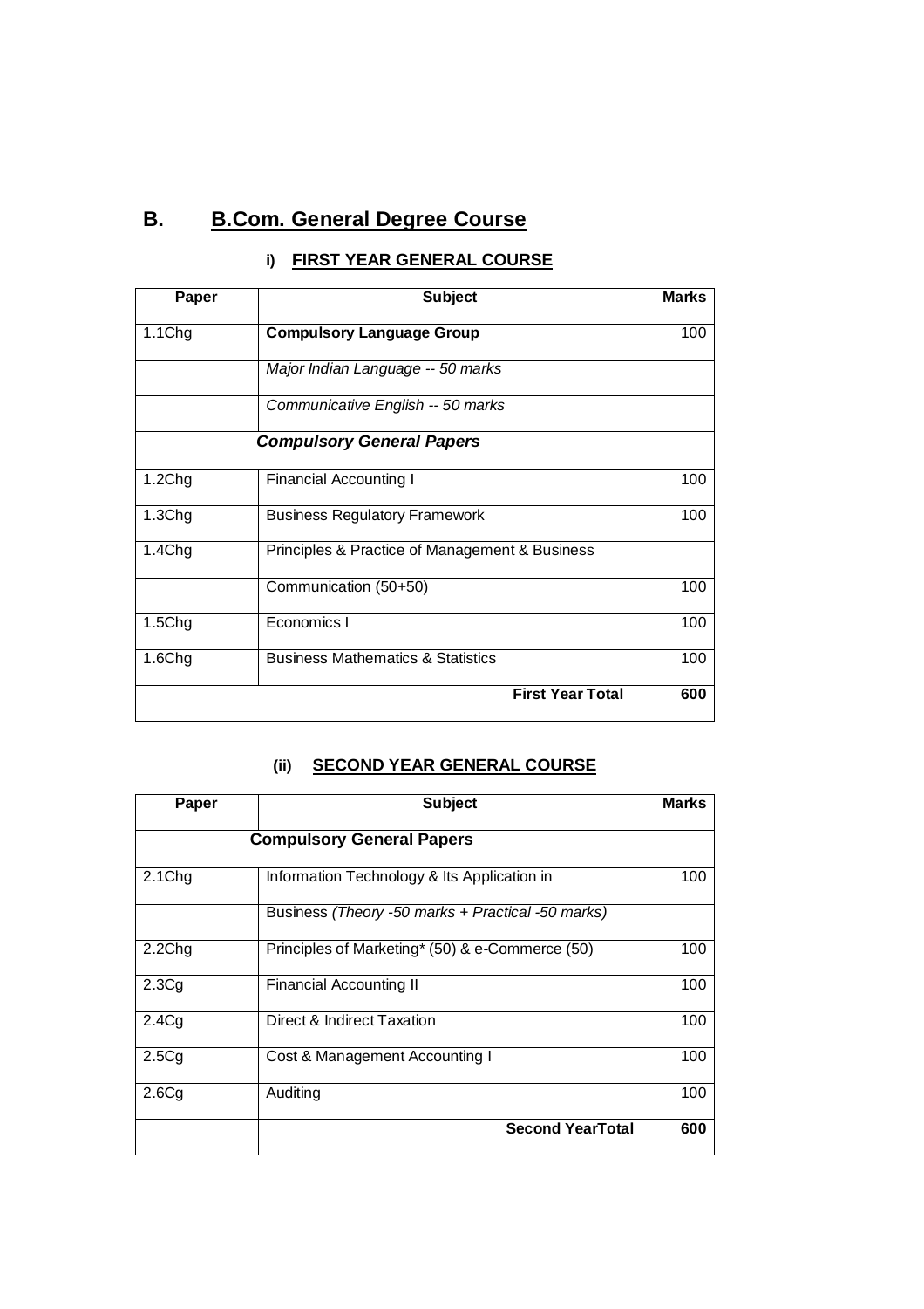# B. B.Com. General Degree Course

## i) FIRST YEAR GENERAL COURSE

| Paper | Subject | Marks |
|---|---|---|
| 1.1Chg | **Compulsory Language Group** | 100 |
| | *Major Indian Language -- 50 marks* | |
| | *Communicative English -- 50 marks* | |
| ***Compulsory General Papers*** | | |
| 1.2Chg | Financial Accounting I | 100 |
| 1.3Chg | Business Regulatory Framework | 100 |
| 1.4Chg | Principles & Practice of Management & Business | |
| | Communication (50+50) | 100 |
| 1.5Chg | Economics I | 100 |
| 1.6Chg | Business Mathematics & Statistics | 100 |
| | **First Year Total** | **600** |

## (ii) SECOND YEAR GENERAL COURSE

| Paper | Subject | Marks |
|---|---|---|
| **Compulsory General Papers** | | |
| 2.1Chg | Information Technology & Its Application in | 100 |
| | Business *(Theory -50 marks + Practical -50 marks)* | |
| 2.2Chg | Principles of Marketing* (50) & e-Commerce (50) | 100 |
| 2.3Cg | Financial Accounting II | 100 |
| 2.4Cg | Direct & Indirect Taxation | 100 |
| 2.5Cg | Cost & Management Accounting I | 100 |
| 2.6Cg | Auditing | 100 |
| | **Second YearTotal** | **600** |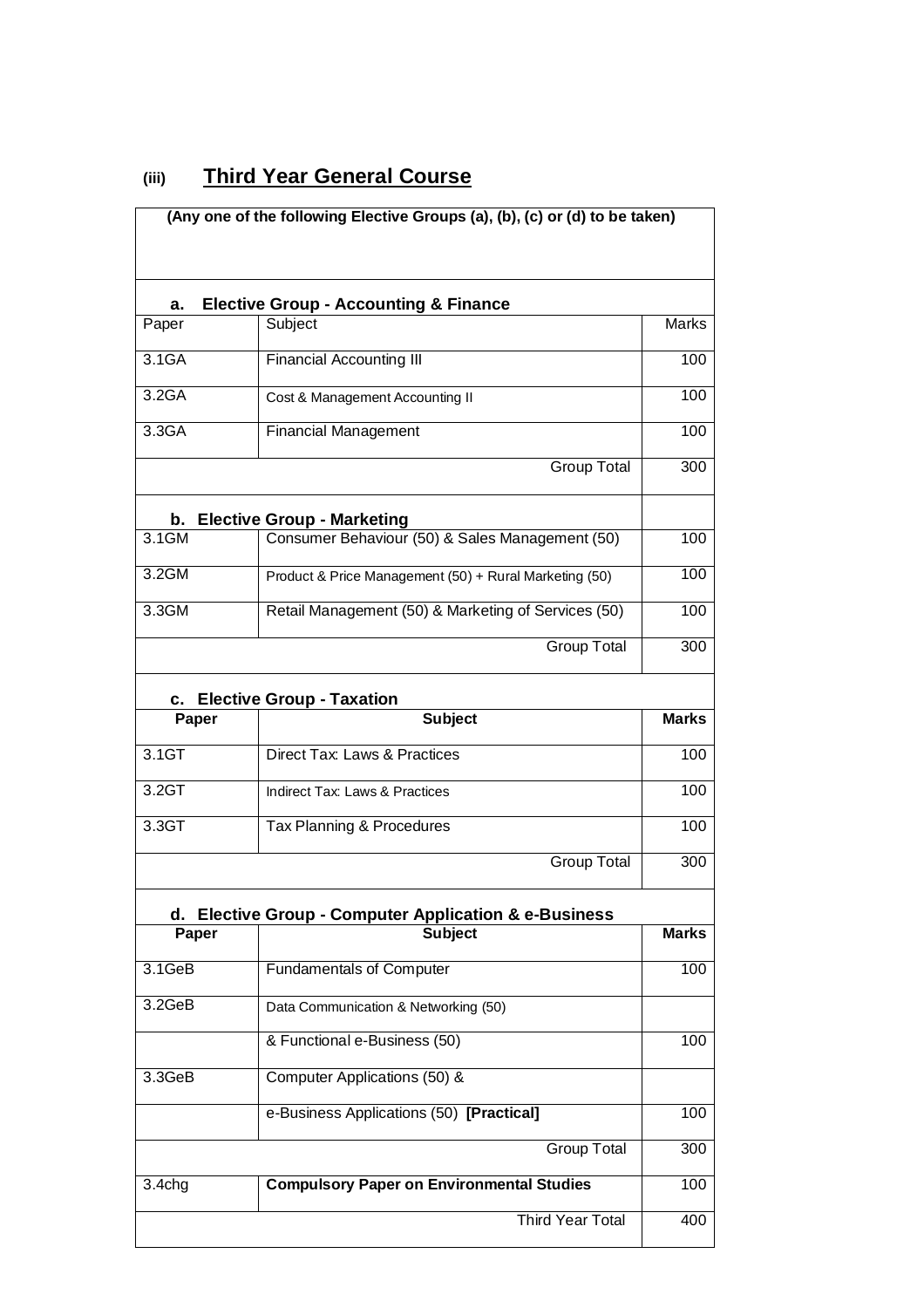### (iii) Third Year General Course

**(Any one of the following Elective Groups (a), (b), (c) or (d) to be taken)**

| **a. Elective Group - Accounting & Finance** | | |
|---|---|---|
| Paper | Subject | Marks |
| 3.1GA | Financial Accounting III | 100 |
| 3.2GA | Cost & Management Accounting II | 100 |
| 3.3GA | Financial Management | 100 |
| | Group Total | 300 |
| **b. Elective Group - Marketing** | | |
| 3.1GM | Consumer Behaviour (50) & Sales Management (50) | 100 |
| 3.2GM | Product & Price Management (50) + Rural Marketing (50) | 100 |
| 3.3GM | Retail Management (50) & Marketing of Services (50) | 100 |
| | Group Total | 300 |
| **c. Elective Group - Taxation** | | |
| **Paper** | **Subject** | **Marks** |
| 3.1GT | Direct Tax: Laws & Practices | 100 |
| 3.2GT | Indirect Tax: Laws & Practices | 100 |
| 3.3GT | Tax Planning & Procedures | 100 |
| | Group Total | 300 |
| **d. Elective Group - Computer Application & e-Business** | | |
| **Paper** | **Subject** | **Marks** |
| 3.1GeB | Fundamentals of Computer | 100 |
| 3.2GeB | Data Communication & Networking (50) | |
| | & Functional e-Business (50) | 100 |
| 3.3GeB | Computer Applications (50) & | |
| | e-Business Applications (50) **[Practical]** | 100 |
| | Group Total | 300 |
| 3.4chg | **Compulsory Paper on Environmental Studies** | 100 |
| | Third Year Total | 400 |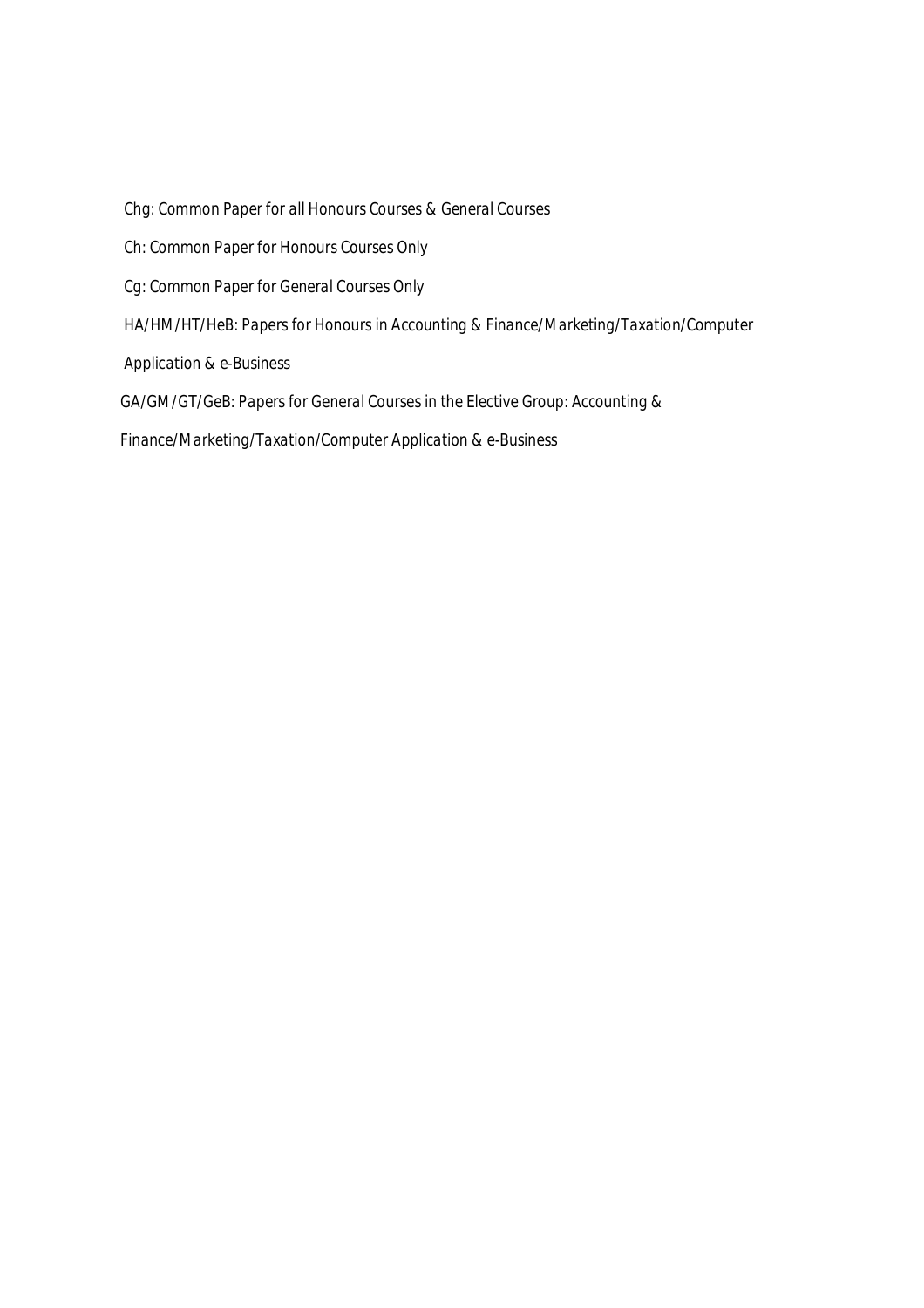Chg: Common Paper for all Honours Courses & General Courses

Ch: Common Paper for Honours Courses Only

Cg: Common Paper for General Courses Only

HA/HM/HT/HeB: Papers for Honours in Accounting & Finance/Marketing/Taxation/Computer Application & e-Business

GA/GM/GT/GeB: Papers for General Courses in the Elective Group: Accounting & Finance/Marketing/Taxation/Computer Application & e-Business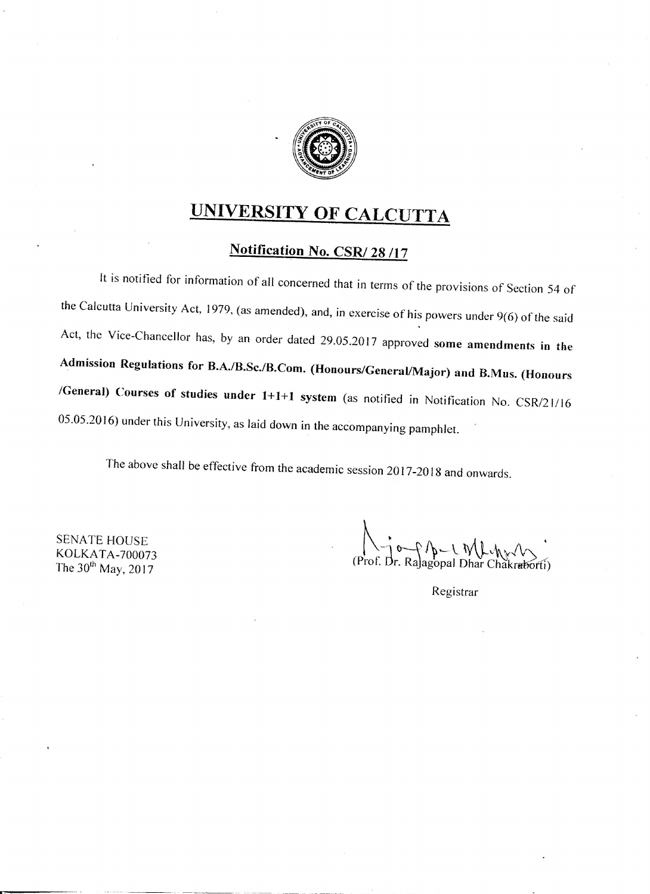# UNIVERSITY OF CALCUTTA

## Notification No. CSR/ 28 /17

It is notified for information of all concerned that in terms of the provisions of Section 54 of the Calcutta University Act, 1979, (as amended), and, in exercise of his powers under 9(6) of the said Act, the Vice-Chancellor has, by an order dated 29.05.2017 approved **some amendments in the Admission Regulations for B.A./B.Sc./B.Com. (Honours/General/Major) and B.Mus. (Honours /General) Courses of studies under 1+1+1 system** (as notified in Notification No. CSR/21/16 05.05.2016) under this University, as laid down in the accompanying pamphlet.

The above shall be effective from the academic session 2017-2018 and onwards.

SENATE HOUSE
KOLKATA-700073
The 30th May, 2017

(Prof. Dr. Rajagopal Dhar Chakraborti)

Registrar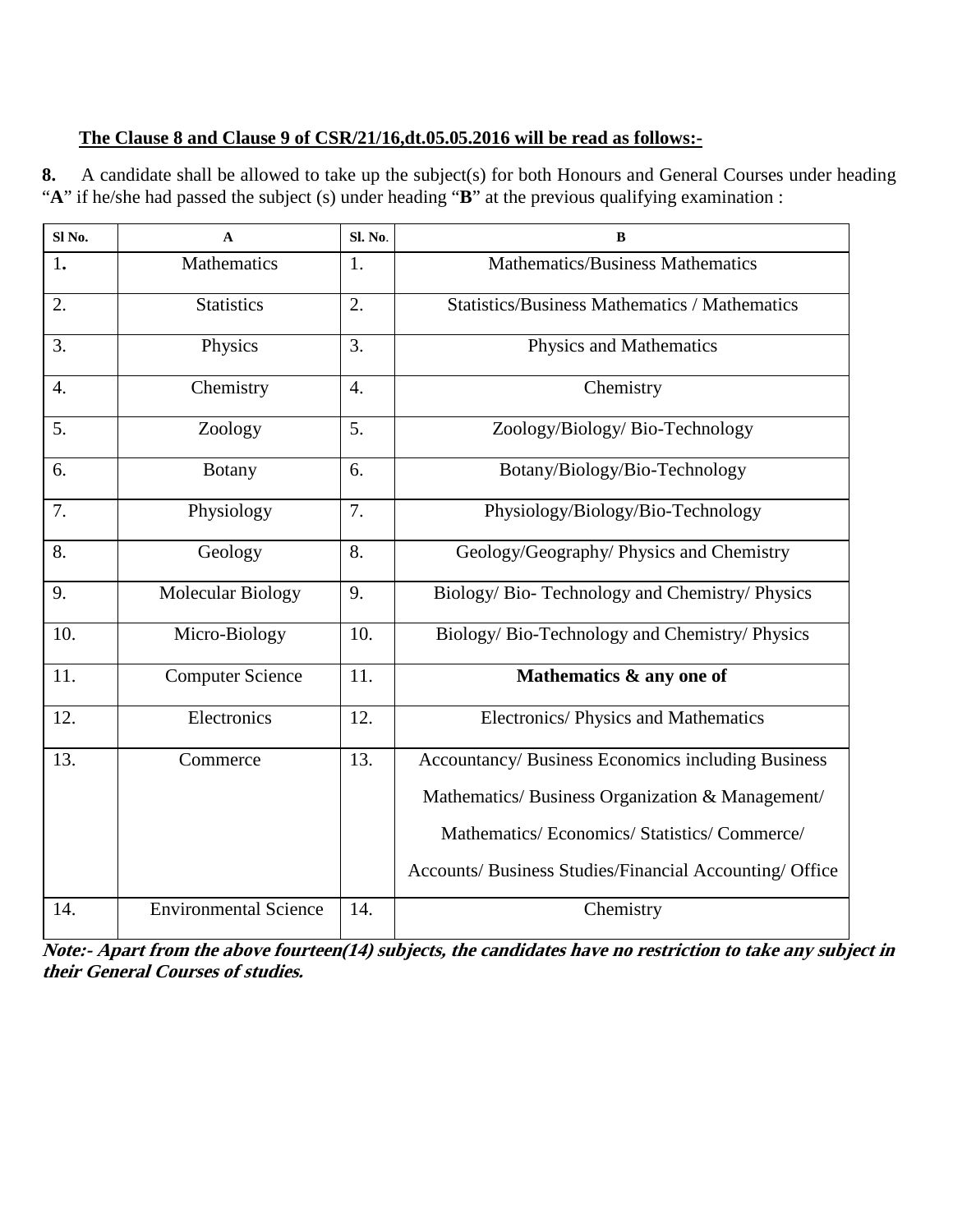**The Clause 8 and Clause 9 of CSR/21/16,dt.05.05.2016 will be read as follows:-**

**8.** A candidate shall be allowed to take up the subject(s) for both Honours and General Courses under heading "**A**" if he/she had passed the subject (s) under heading "**B**" at the previous qualifying examination :

| Sl No. | A | Sl. No. | B |
|---|---|---|---|
| 1. | Mathematics | 1. | Mathematics/Business Mathematics |
| 2. | Statistics | 2. | Statistics/Business Mathematics / Mathematics |
| 3. | Physics | 3. | Physics and Mathematics |
| 4. | Chemistry | 4. | Chemistry |
| 5. | Zoology | 5. | Zoology/Biology/ Bio-Technology |
| 6. | Botany | 6. | Botany/Biology/Bio-Technology |
| 7. | Physiology | 7. | Physiology/Biology/Bio-Technology |
| 8. | Geology | 8. | Geology/Geography/ Physics and Chemistry |
| 9. | Molecular Biology | 9. | Biology/ Bio- Technology and Chemistry/ Physics |
| 10. | Micro-Biology | 10. | Biology/ Bio-Technology and Chemistry/ Physics |
| 11. | Computer Science | 11. | **Mathematics & any one of** |
| 12. | Electronics | 12. | Electronics/ Physics and Mathematics |
| 13. | Commerce | 13. | Accountancy/ Business Economics including Business Mathematics/ Business Organization & Management/ Mathematics/ Economics/ Statistics/ Commerce/ Accounts/ Business Studies/Financial Accounting/ Office |
| 14. | Environmental Science | 14. | Chemistry |

***Note:- Apart from the above fourteen(14) subjects, the candidates have no restriction to take any subject in their General Courses of studies.***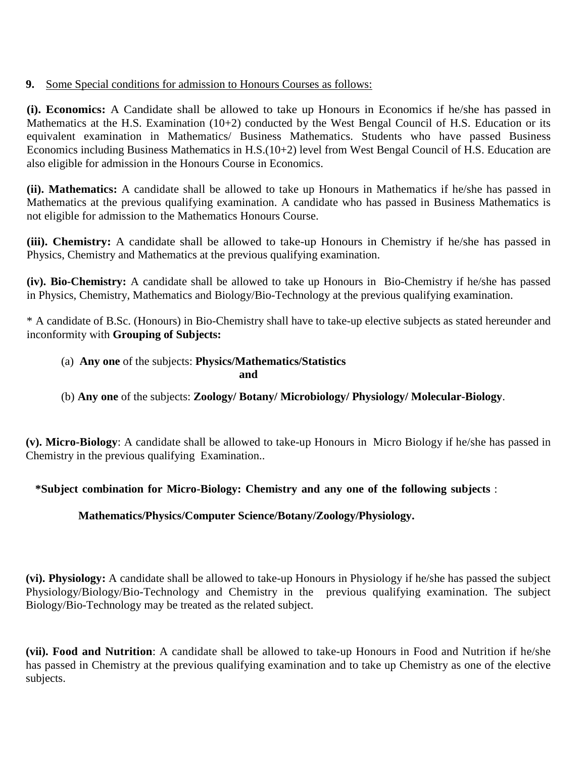**9.** Some Special conditions for admission to Honours Courses as follows:

**(i). Economics:** A Candidate shall be allowed to take up Honours in Economics if he/she has passed in Mathematics at the H.S. Examination (10+2) conducted by the West Bengal Council of H.S. Education or its equivalent examination in Mathematics/ Business Mathematics. Students who have passed Business Economics including Business Mathematics in H.S.(10+2) level from West Bengal Council of H.S. Education are also eligible for admission in the Honours Course in Economics.

**(ii). Mathematics:** A candidate shall be allowed to take up Honours in Mathematics if he/she has passed in Mathematics at the previous qualifying examination. A candidate who has passed in Business Mathematics is not eligible for admission to the Mathematics Honours Course.

**(iii). Chemistry:** A candidate shall be allowed to take-up Honours in Chemistry if he/she has passed in Physics, Chemistry and Mathematics at the previous qualifying examination.

**(iv). Bio-Chemistry:** A candidate shall be allowed to take up Honours in Bio-Chemistry if he/she has passed in Physics, Chemistry, Mathematics and Biology/Bio-Technology at the previous qualifying examination.

* A candidate of B.Sc. (Honours) in Bio-Chemistry shall have to take-up elective subjects as stated hereunder and inconformity with **Grouping of Subjects:**

(a) **Any one** of the subjects: **Physics/Mathematics/Statistics**

**and**

(b) **Any one** of the subjects: **Zoology/ Botany/ Microbiology/ Physiology/ Molecular-Biology**.

**(v). Micro-Biology**: A candidate shall be allowed to take-up Honours in Micro Biology if he/she has passed in Chemistry in the previous qualifying Examination..

**\*Subject combination for Micro-Biology: Chemistry and any one of the following subjects** :

**Mathematics/Physics/Computer Science/Botany/Zoology/Physiology.**

**(vi). Physiology:** A candidate shall be allowed to take-up Honours in Physiology if he/she has passed the subject Physiology/Biology/Bio-Technology and Chemistry in the previous qualifying examination. The subject Biology/Bio-Technology may be treated as the related subject.

**(vii). Food and Nutrition**: A candidate shall be allowed to take-up Honours in Food and Nutrition if he/she has passed in Chemistry at the previous qualifying examination and to take up Chemistry as one of the elective subjects.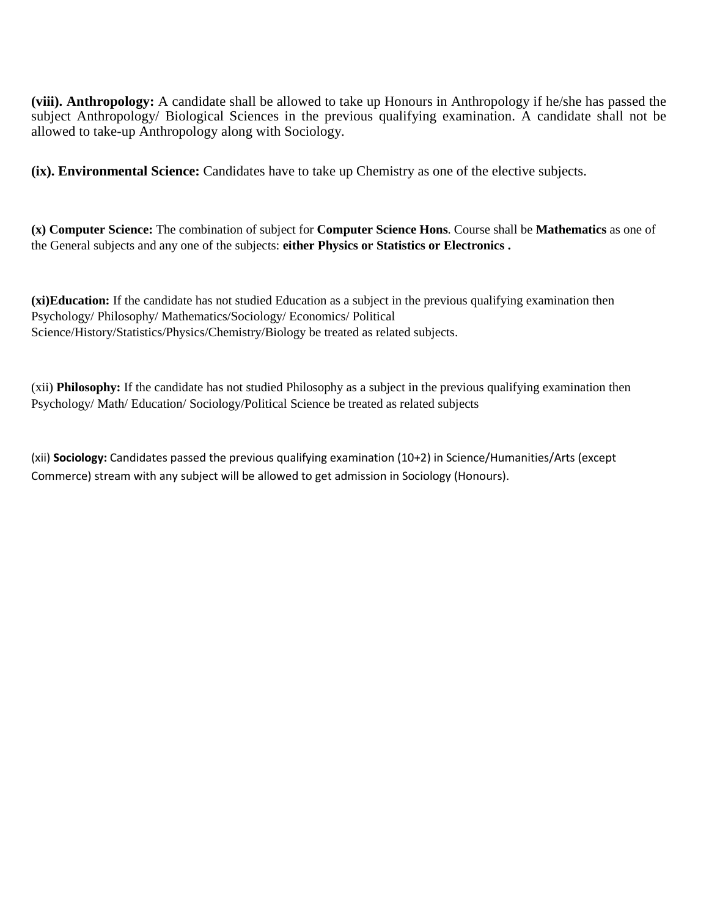**(viii). Anthropology:** A candidate shall be allowed to take up Honours in Anthropology if he/she has passed the subject Anthropology/ Biological Sciences in the previous qualifying examination. A candidate shall not be allowed to take-up Anthropology along with Sociology.

**(ix). Environmental Science:** Candidates have to take up Chemistry as one of the elective subjects.

**(x) Computer Science:** The combination of subject for **Computer Science Hons**. Course shall be **Mathematics** as one of the General subjects and any one of the subjects: **either Physics or Statistics or Electronics .**

**(xi)Education:** If the candidate has not studied Education as a subject in the previous qualifying examination then Psychology/ Philosophy/ Mathematics/Sociology/ Economics/ Political Science/History/Statistics/Physics/Chemistry/Biology be treated as related subjects.

(xii) **Philosophy:** If the candidate has not studied Philosophy as a subject in the previous qualifying examination then Psychology/ Math/ Education/ Sociology/Political Science be treated as related subjects

(xii) **Sociology:** Candidates passed the previous qualifying examination (10+2) in Science/Humanities/Arts (except Commerce) stream with any subject will be allowed to get admission in Sociology (Honours).